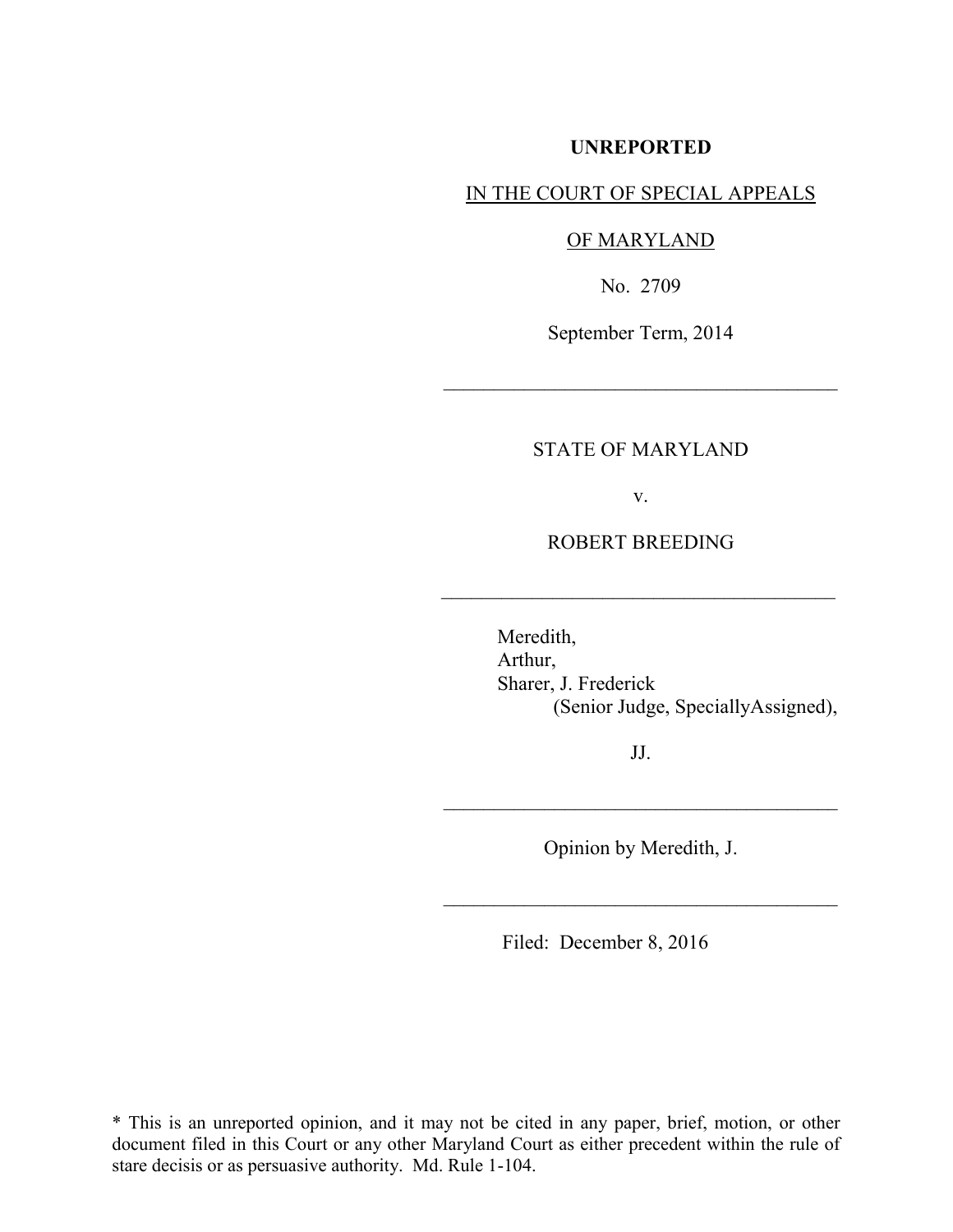**UNREPORTED**

IN THE COURT OF SPECIAL APPEALS

OF MARYLAND

No. 2709

September Term, 2014

---

STATE OF MARYLAND

v.

ROBERT BREEDING

---

Meredith,
Arthur,
Sharer, J. Frederick
(Senior Judge, SpeciallyAssigned),

JJ.

---

Opinion by Meredith, J.

---

Filed: December 8, 2016

\* This is an unreported opinion, and it may not be cited in any paper, brief, motion, or other document filed in this Court or any other Maryland Court as either precedent within the rule of stare decisis or as persuasive authority. Md. Rule 1-104.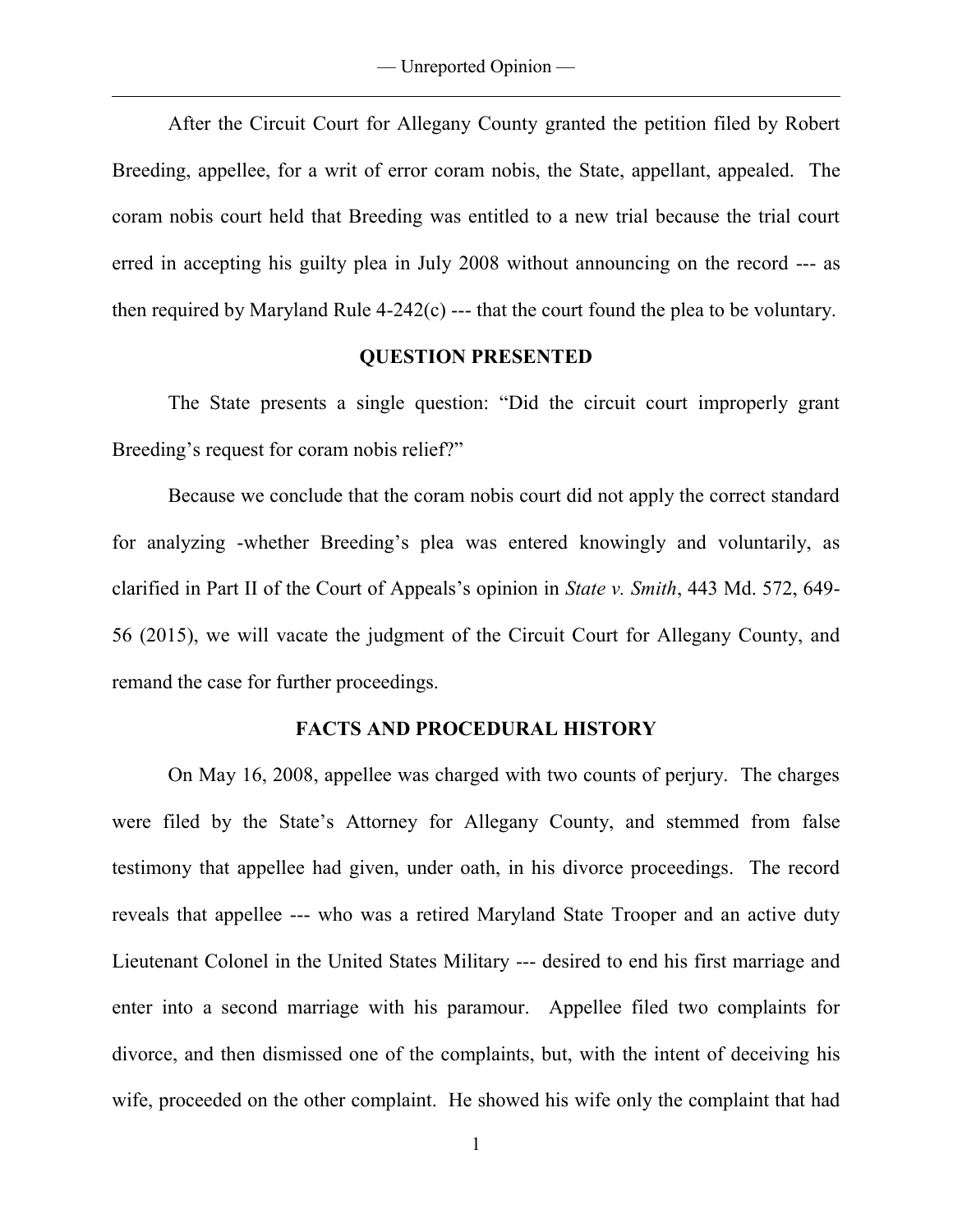After the Circuit Court for Allegany County granted the petition filed by Robert Breeding, appellee, for a writ of error coram nobis, the State, appellant, appealed. The coram nobis court held that Breeding was entitled to a new trial because the trial court erred in accepting his guilty plea in July 2008 without announcing on the record --- as then required by Maryland Rule 4-242(c) --- that the court found the plea to be voluntary.

## QUESTION PRESENTED

The State presents a single question: "Did the circuit court improperly grant Breeding's request for coram nobis relief?"

Because we conclude that the coram nobis court did not apply the correct standard for analyzing -whether Breeding's plea was entered knowingly and voluntarily, as clarified in Part II of the Court of Appeals's opinion in *State v. Smith*, 443 Md. 572, 649-56 (2015), we will vacate the judgment of the Circuit Court for Allegany County, and remand the case for further proceedings.

## FACTS AND PROCEDURAL HISTORY

On May 16, 2008, appellee was charged with two counts of perjury. The charges were filed by the State's Attorney for Allegany County, and stemmed from false testimony that appellee had given, under oath, in his divorce proceedings. The record reveals that appellee --- who was a retired Maryland State Trooper and an active duty Lieutenant Colonel in the United States Military --- desired to end his first marriage and enter into a second marriage with his paramour. Appellee filed two complaints for divorce, and then dismissed one of the complaints, but, with the intent of deceiving his wife, proceeded on the other complaint. He showed his wife only the complaint that had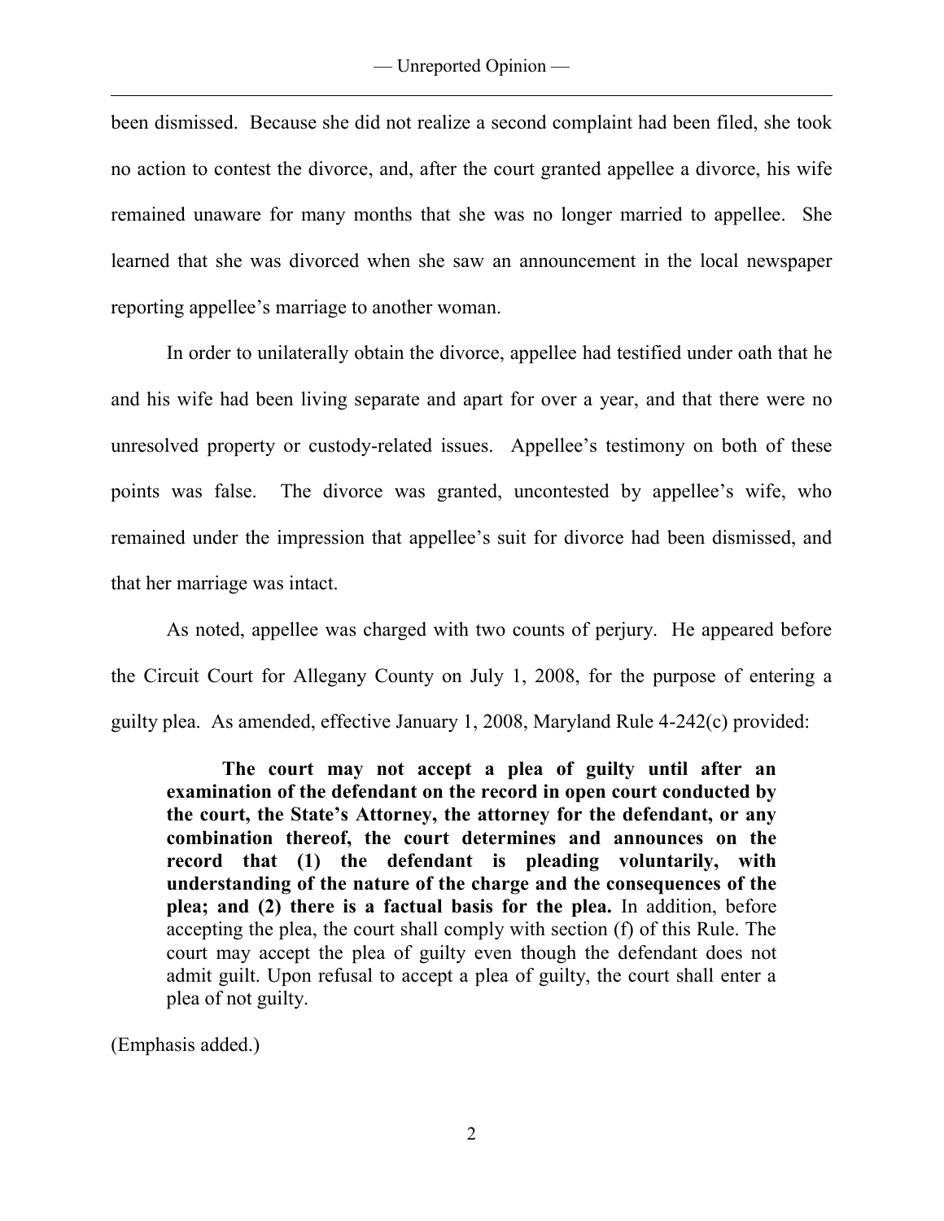been dismissed. Because she did not realize a second complaint had been filed, she took no action to contest the divorce, and, after the court granted appellee a divorce, his wife remained unaware for many months that she was no longer married to appellee. She learned that she was divorced when she saw an announcement in the local newspaper reporting appellee's marriage to another woman.

In order to unilaterally obtain the divorce, appellee had testified under oath that he and his wife had been living separate and apart for over a year, and that there were no unresolved property or custody-related issues. Appellee's testimony on both of these points was false. The divorce was granted, uncontested by appellee's wife, who remained under the impression that appellee's suit for divorce had been dismissed, and that her marriage was intact.

As noted, appellee was charged with two counts of perjury. He appeared before the Circuit Court for Allegany County on July 1, 2008, for the purpose of entering a guilty plea. As amended, effective January 1, 2008, Maryland Rule 4-242(c) provided:

> **The court may not accept a plea of guilty until after an examination of the defendant on the record in open court conducted by the court, the State's Attorney, the attorney for the defendant, or any combination thereof, the court determines and announces on the record that (1) the defendant is pleading voluntarily, with understanding of the nature of the charge and the consequences of the plea; and (2) there is a factual basis for the plea.** In addition, before accepting the plea, the court shall comply with section (f) of this Rule. The court may accept the plea of guilty even though the defendant does not admit guilt. Upon refusal to accept a plea of guilty, the court shall enter a plea of not guilty.

(Emphasis added.)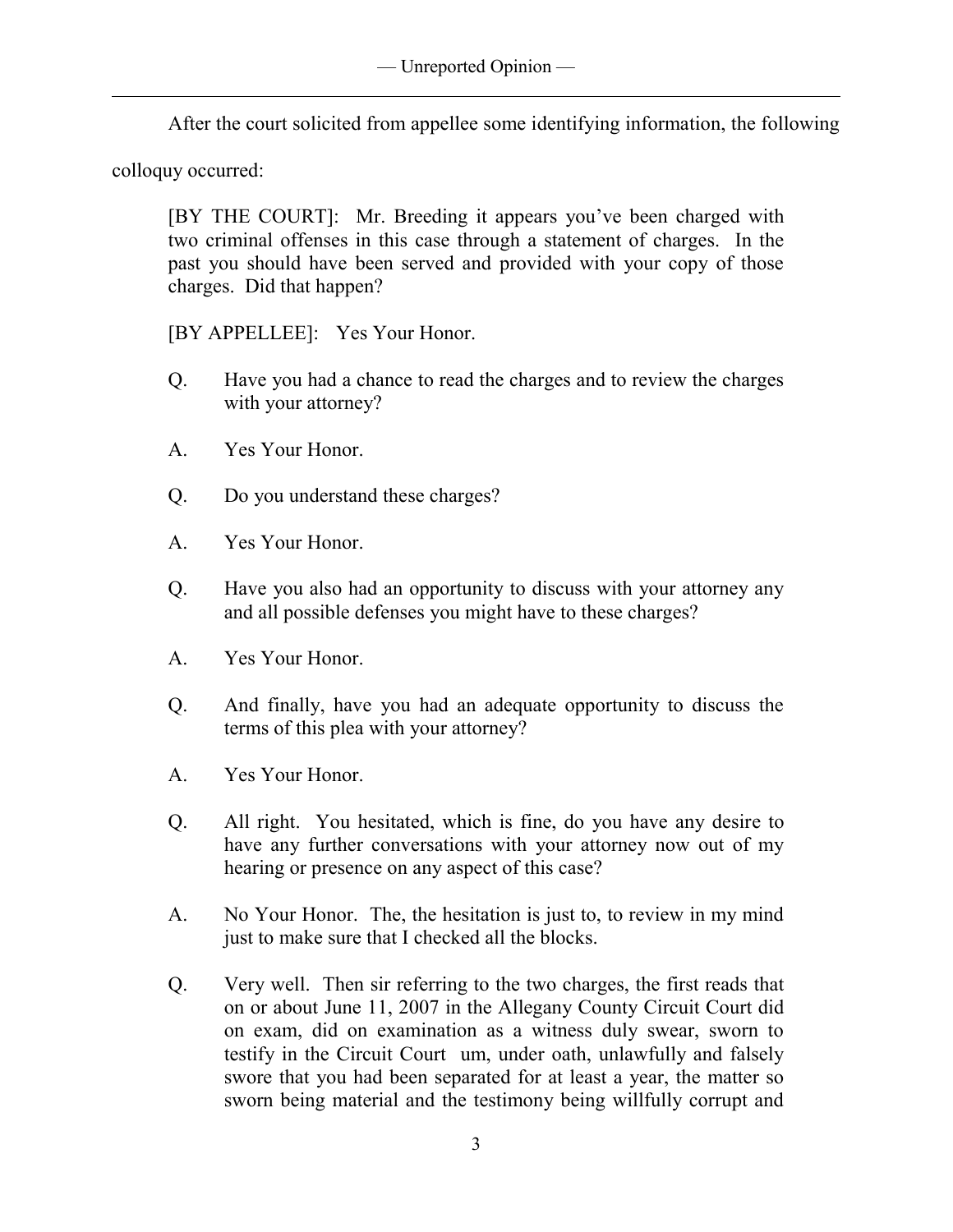After the court solicited from appellee some identifying information, the following colloquy occurred:

> [BY THE COURT]: Mr. Breeding it appears you've been charged with two criminal offenses in this case through a statement of charges. In the past you should have been served and provided with your copy of those charges. Did that happen?
>
> [BY APPELLEE]: Yes Your Honor.
>
> Q. Have you had a chance to read the charges and to review the charges with your attorney?
>
> A. Yes Your Honor.
>
> Q. Do you understand these charges?
>
> A. Yes Your Honor.
>
> Q. Have you also had an opportunity to discuss with your attorney any and all possible defenses you might have to these charges?
>
> A. Yes Your Honor.
>
> Q. And finally, have you had an adequate opportunity to discuss the terms of this plea with your attorney?
>
> A. Yes Your Honor.
>
> Q. All right. You hesitated, which is fine, do you have any desire to have any further conversations with your attorney now out of my hearing or presence on any aspect of this case?
>
> A. No Your Honor. The, the hesitation is just to, to review in my mind just to make sure that I checked all the blocks.
>
> Q. Very well. Then sir referring to the two charges, the first reads that on or about June 11, 2007 in the Allegany County Circuit Court did on exam, did on examination as a witness duly swear, sworn to testify in the Circuit Court um, under oath, unlawfully and falsely swore that you had been separated for at least a year, the matter so sworn being material and the testimony being willfully corrupt and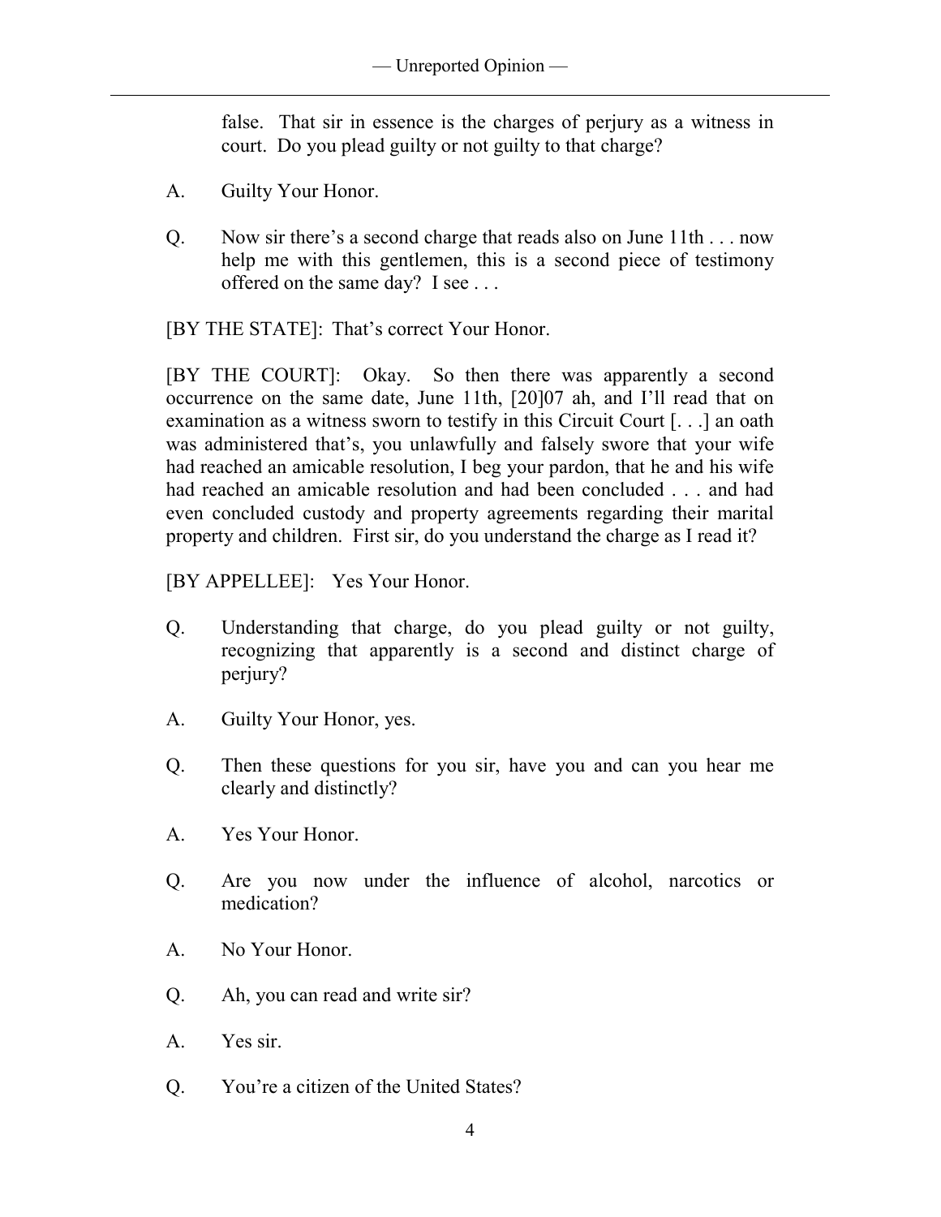false. That sir in essence is the charges of perjury as a witness in court. Do you plead guilty or not guilty to that charge?

A. Guilty Your Honor.

Q. Now sir there's a second charge that reads also on June 11th . . . now help me with this gentlemen, this is a second piece of testimony offered on the same day? I see . . .

[BY THE STATE]: That's correct Your Honor.

[BY THE COURT]: Okay. So then there was apparently a second occurrence on the same date, June 11th, [20]07 ah, and I'll read that on examination as a witness sworn to testify in this Circuit Court [. . .] an oath was administered that's, you unlawfully and falsely swore that your wife had reached an amicable resolution, I beg your pardon, that he and his wife had reached an amicable resolution and had been concluded . . . and had even concluded custody and property agreements regarding their marital property and children. First sir, do you understand the charge as I read it?

[BY APPELLEE]: Yes Your Honor.

Q. Understanding that charge, do you plead guilty or not guilty, recognizing that apparently is a second and distinct charge of perjury?

A. Guilty Your Honor, yes.

Q. Then these questions for you sir, have you and can you hear me clearly and distinctly?

A. Yes Your Honor.

Q. Are you now under the influence of alcohol, narcotics or medication?

A. No Your Honor.

Q. Ah, you can read and write sir?

A. Yes sir.

Q. You're a citizen of the United States?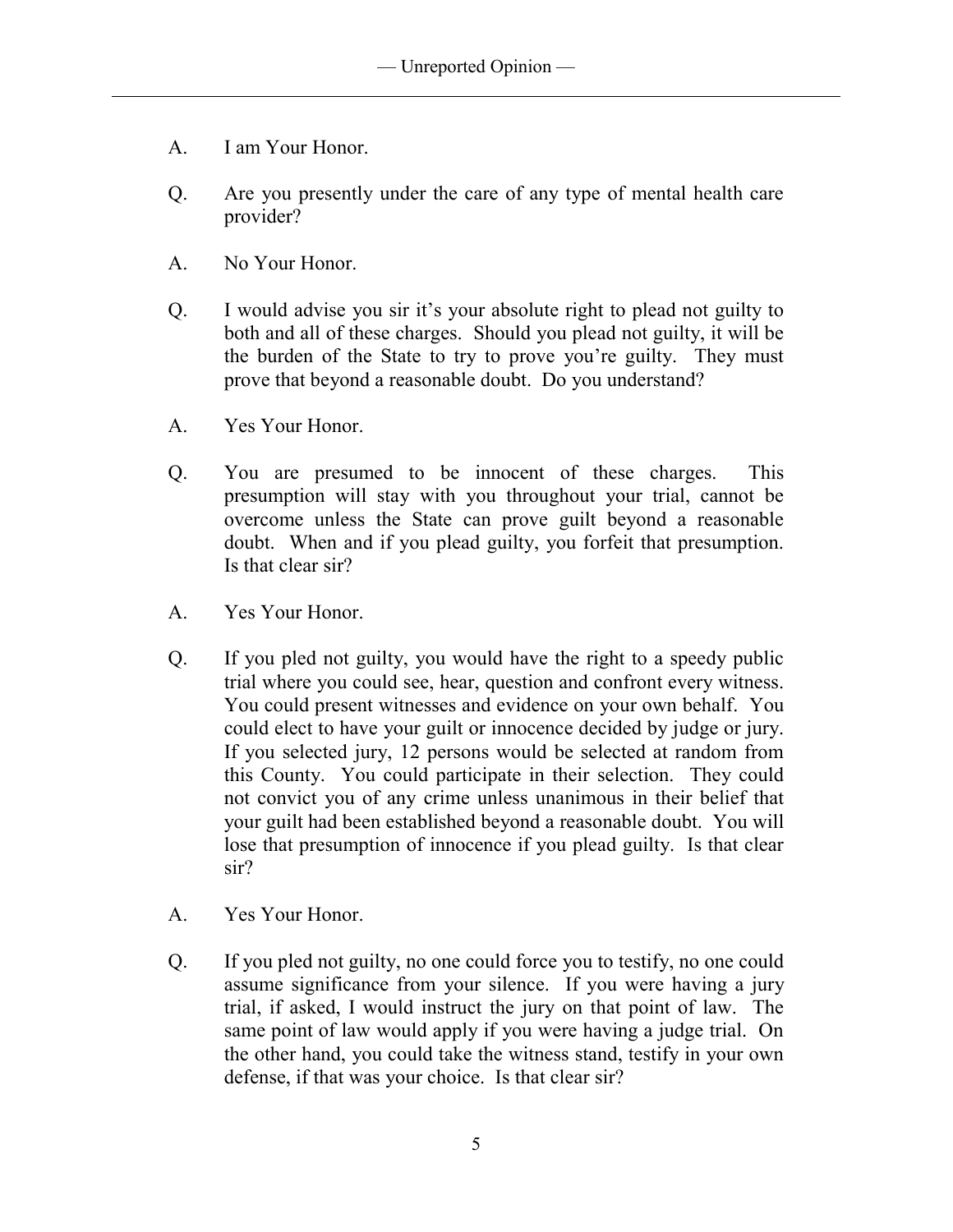A. I am Your Honor.

Q. Are you presently under the care of any type of mental health care provider?

A. No Your Honor.

Q. I would advise you sir it's your absolute right to plead not guilty to both and all of these charges. Should you plead not guilty, it will be the burden of the State to try to prove you're guilty. They must prove that beyond a reasonable doubt. Do you understand?

A. Yes Your Honor.

Q. You are presumed to be innocent of these charges. This presumption will stay with you throughout your trial, cannot be overcome unless the State can prove guilt beyond a reasonable doubt. When and if you plead guilty, you forfeit that presumption. Is that clear sir?

A. Yes Your Honor.

Q. If you pled not guilty, you would have the right to a speedy public trial where you could see, hear, question and confront every witness. You could present witnesses and evidence on your own behalf. You could elect to have your guilt or innocence decided by judge or jury. If you selected jury, 12 persons would be selected at random from this County. You could participate in their selection. They could not convict you of any crime unless unanimous in their belief that your guilt had been established beyond a reasonable doubt. You will lose that presumption of innocence if you plead guilty. Is that clear sir?

A. Yes Your Honor.

Q. If you pled not guilty, no one could force you to testify, no one could assume significance from your silence. If you were having a jury trial, if asked, I would instruct the jury on that point of law. The same point of law would apply if you were having a judge trial. On the other hand, you could take the witness stand, testify in your own defense, if that was your choice. Is that clear sir?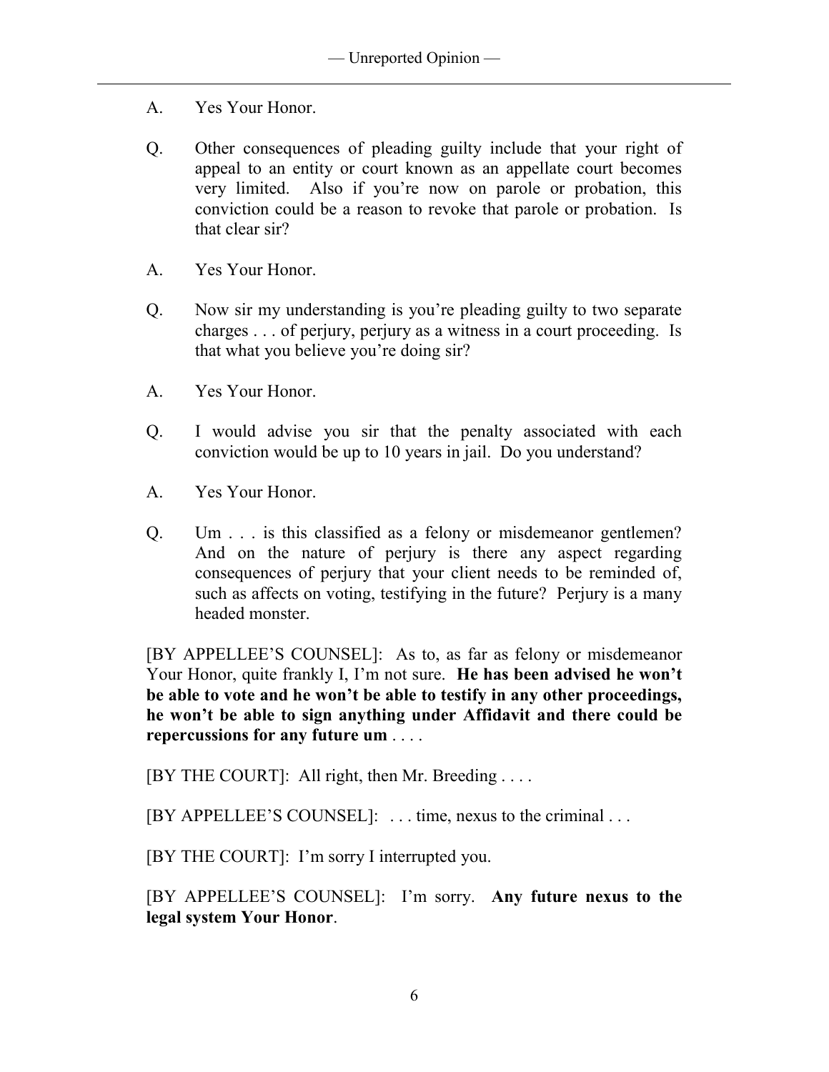A. Yes Your Honor.

Q. Other consequences of pleading guilty include that your right of appeal to an entity or court known as an appellate court becomes very limited. Also if you're now on parole or probation, this conviction could be a reason to revoke that parole or probation. Is that clear sir?

A. Yes Your Honor.

Q. Now sir my understanding is you're pleading guilty to two separate charges . . . of perjury, perjury as a witness in a court proceeding. Is that what you believe you're doing sir?

A. Yes Your Honor.

Q. I would advise you sir that the penalty associated with each conviction would be up to 10 years in jail. Do you understand?

A. Yes Your Honor.

Q. Um . . . is this classified as a felony or misdemeanor gentlemen? And on the nature of perjury is there any aspect regarding consequences of perjury that your client needs to be reminded of, such as affects on voting, testifying in the future? Perjury is a many headed monster.

[BY APPELLEE'S COUNSEL]: As to, as far as felony or misdemeanor Your Honor, quite frankly I, I'm not sure. **He has been advised he won't be able to vote and he won't be able to testify in any other proceedings, he won't be able to sign anything under Affidavit and there could be repercussions for any future um** . . . .

[BY THE COURT]: All right, then Mr. Breeding . . . .

[BY APPELLEE'S COUNSEL]: . . . time, nexus to the criminal . . .

[BY THE COURT]: I'm sorry I interrupted you.

[BY APPELLEE'S COUNSEL]: I'm sorry. **Any future nexus to the legal system Your Honor**.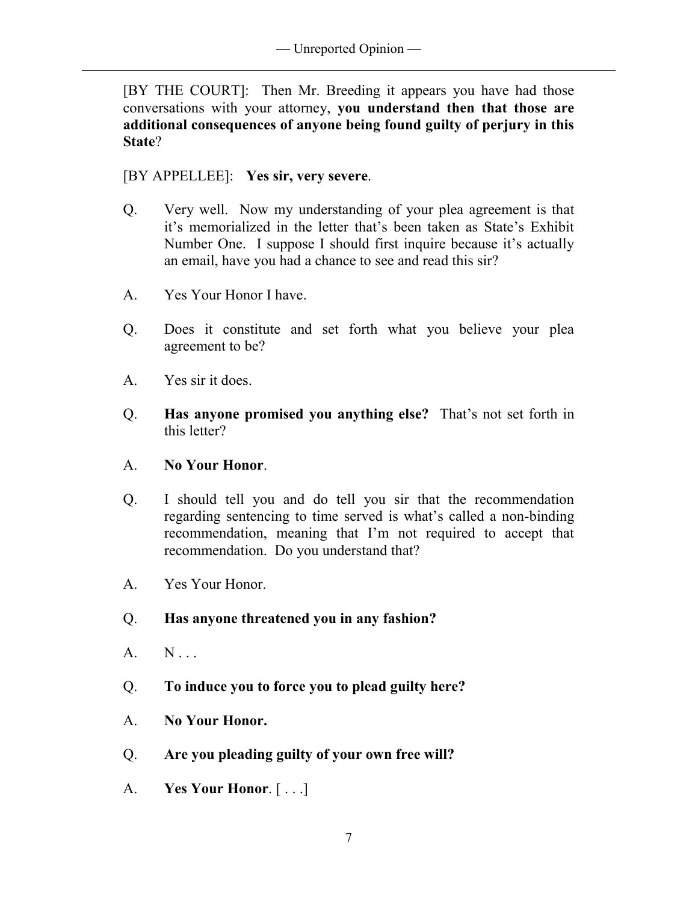[BY THE COURT]: Then Mr. Breeding it appears you have had those conversations with your attorney, **you understand then that those are additional consequences of anyone being found guilty of perjury in this State**?

[BY APPELLEE]: **Yes sir, very severe**.

Q. Very well. Now my understanding of your plea agreement is that it's memorialized in the letter that's been taken as State's Exhibit Number One. I suppose I should first inquire because it's actually an email, have you had a chance to see and read this sir?

A. Yes Your Honor I have.

Q. Does it constitute and set forth what you believe your plea agreement to be?

A. Yes sir it does.

Q. **Has anyone promised you anything else?** That's not set forth in this letter?

A. **No Your Honor**.

Q. I should tell you and do tell you sir that the recommendation regarding sentencing to time served is what's called a non-binding recommendation, meaning that I'm not required to accept that recommendation. Do you understand that?

A. Yes Your Honor.

Q. **Has anyone threatened you in any fashion?**

A. N . . .

Q. **To induce you to force you to plead guilty here?**

A. **No Your Honor.**

Q. **Are you pleading guilty of your own free will?**

A. **Yes Your Honor**. [ . . .]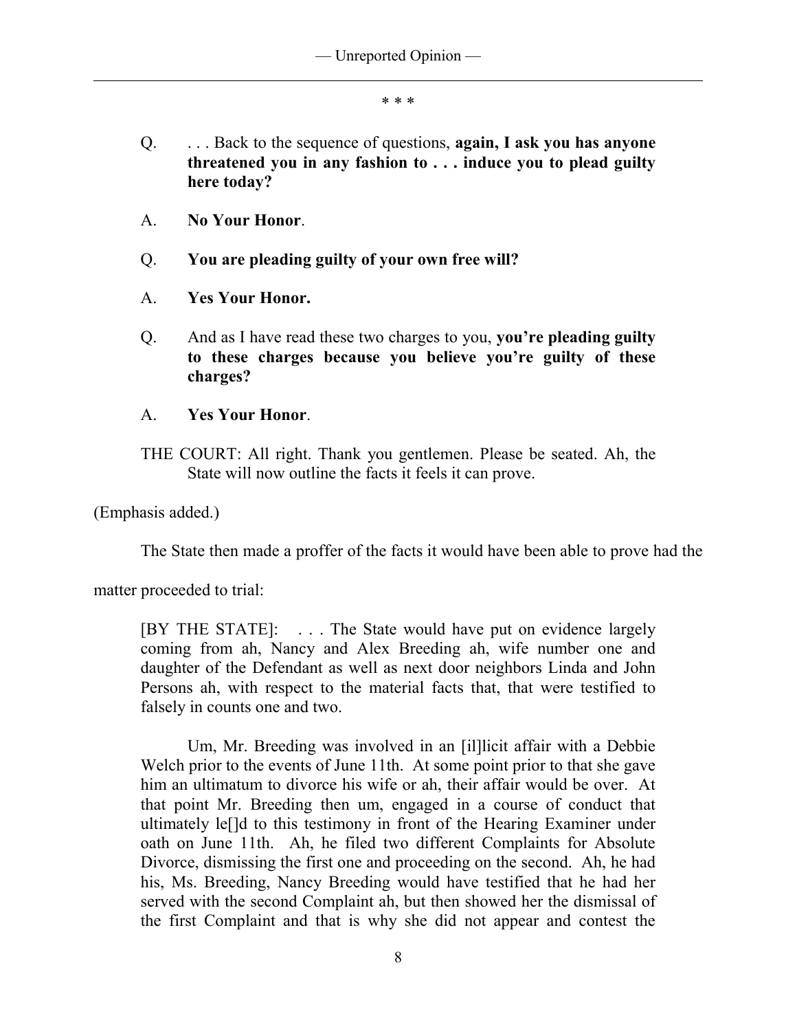\* \* \*

> Q. . . . Back to the sequence of questions, **again, I ask you has anyone threatened you in any fashion to . . . induce you to plead guilty here today?**
>
> A. **No Your Honor**.
>
> Q. **You are pleading guilty of your own free will?**
>
> A. **Yes Your Honor.**
>
> Q. And as I have read these two charges to you, **you're pleading guilty to these charges because you believe you're guilty of these charges?**
>
> A. **Yes Your Honor**.
>
> THE COURT: All right. Thank you gentlemen. Please be seated. Ah, the State will now outline the facts it feels it can prove.

(Emphasis added.)

The State then made a proffer of the facts it would have been able to prove had the matter proceeded to trial:

> [BY THE STATE]: . . . The State would have put on evidence largely coming from ah, Nancy and Alex Breeding ah, wife number one and daughter of the Defendant as well as next door neighbors Linda and John Persons ah, with respect to the material facts that, that were testified to falsely in counts one and two.
>
> Um, Mr. Breeding was involved in an [il]licit affair with a Debbie Welch prior to the events of June 11th. At some point prior to that she gave him an ultimatum to divorce his wife or ah, their affair would be over. At that point Mr. Breeding then um, engaged in a course of conduct that ultimately le[]d to this testimony in front of the Hearing Examiner under oath on June 11th. Ah, he filed two different Complaints for Absolute Divorce, dismissing the first one and proceeding on the second. Ah, he had his, Ms. Breeding, Nancy Breeding would have testified that he had her served with the second Complaint ah, but then showed her the dismissal of the first Complaint and that is why she did not appear and contest the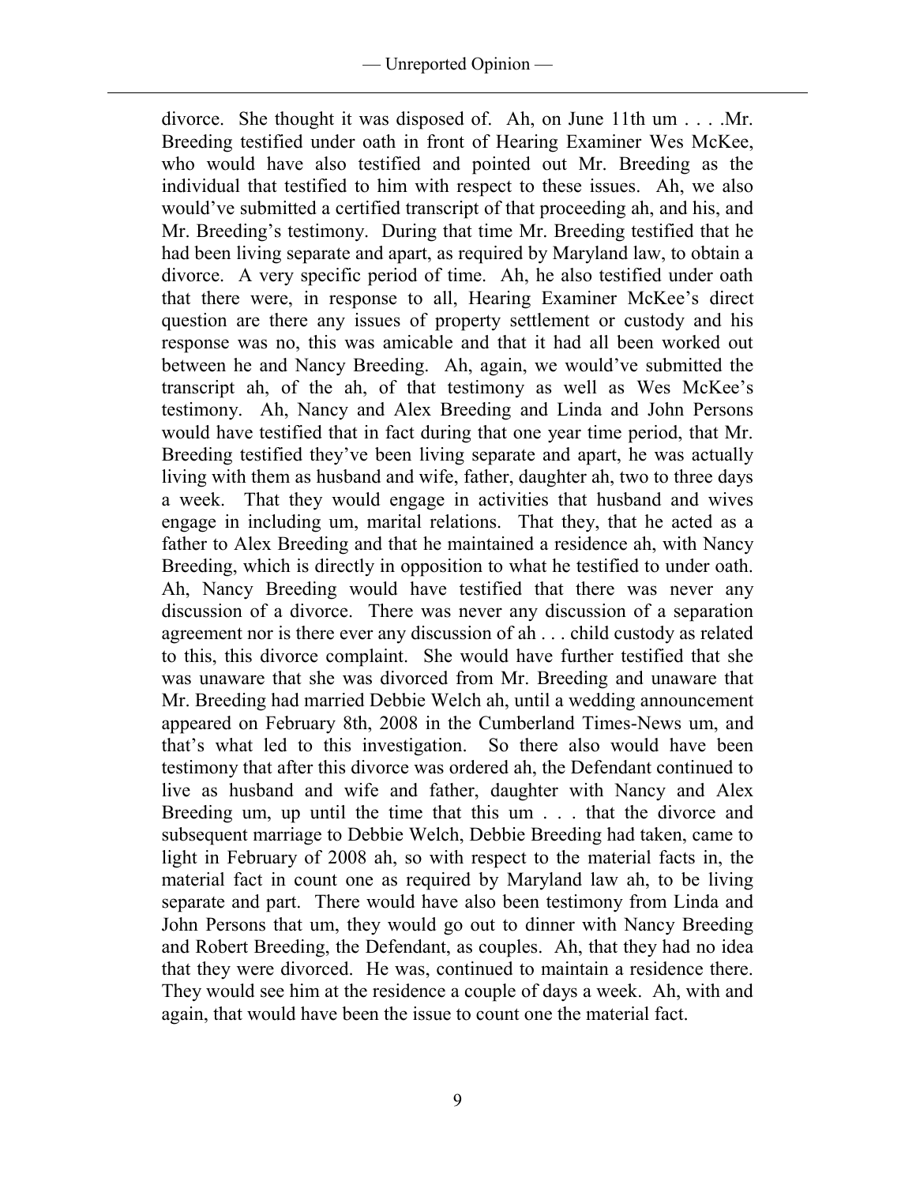divorce. She thought it was disposed of. Ah, on June 11th um . . . .Mr. Breeding testified under oath in front of Hearing Examiner Wes McKee, who would have also testified and pointed out Mr. Breeding as the individual that testified to him with respect to these issues. Ah, we also would've submitted a certified transcript of that proceeding ah, and his, and Mr. Breeding's testimony. During that time Mr. Breeding testified that he had been living separate and apart, as required by Maryland law, to obtain a divorce. A very specific period of time. Ah, he also testified under oath that there were, in response to all, Hearing Examiner McKee's direct question are there any issues of property settlement or custody and his response was no, this was amicable and that it had all been worked out between he and Nancy Breeding. Ah, again, we would've submitted the transcript ah, of the ah, of that testimony as well as Wes McKee's testimony. Ah, Nancy and Alex Breeding and Linda and John Persons would have testified that in fact during that one year time period, that Mr. Breeding testified they've been living separate and apart, he was actually living with them as husband and wife, father, daughter ah, two to three days a week. That they would engage in activities that husband and wives engage in including um, marital relations. That they, that he acted as a father to Alex Breeding and that he maintained a residence ah, with Nancy Breeding, which is directly in opposition to what he testified to under oath. Ah, Nancy Breeding would have testified that there was never any discussion of a divorce. There was never any discussion of a separation agreement nor is there ever any discussion of ah . . . child custody as related to this, this divorce complaint. She would have further testified that she was unaware that she was divorced from Mr. Breeding and unaware that Mr. Breeding had married Debbie Welch ah, until a wedding announcement appeared on February 8th, 2008 in the Cumberland Times-News um, and that's what led to this investigation. So there also would have been testimony that after this divorce was ordered ah, the Defendant continued to live as husband and wife and father, daughter with Nancy and Alex Breeding um, up until the time that this um . . . that the divorce and subsequent marriage to Debbie Welch, Debbie Breeding had taken, came to light in February of 2008 ah, so with respect to the material facts in, the material fact in count one as required by Maryland law ah, to be living separate and part. There would have also been testimony from Linda and John Persons that um, they would go out to dinner with Nancy Breeding and Robert Breeding, the Defendant, as couples. Ah, that they had no idea that they were divorced. He was, continued to maintain a residence there. They would see him at the residence a couple of days a week. Ah, with and again, that would have been the issue to count one the material fact.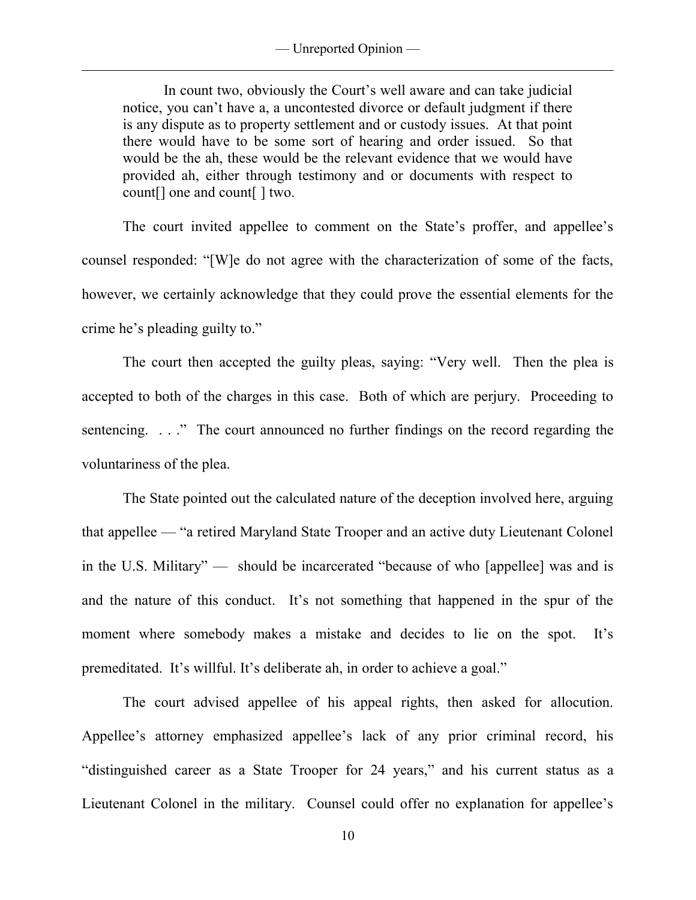> In count two, obviously the Court's well aware and can take judicial notice, you can't have a, a uncontested divorce or default judgment if there is any dispute as to property settlement and or custody issues. At that point there would have to be some sort of hearing and order issued. So that would be the ah, these would be the relevant evidence that we would have provided ah, either through testimony and or documents with respect to count[] one and count[ ] two.

The court invited appellee to comment on the State's proffer, and appellee's counsel responded: "[W]e do not agree with the characterization of some of the facts, however, we certainly acknowledge that they could prove the essential elements for the crime he's pleading guilty to."

The court then accepted the guilty pleas, saying: "Very well. Then the plea is accepted to both of the charges in this case. Both of which are perjury. Proceeding to sentencing. . . ." The court announced no further findings on the record regarding the voluntariness of the plea.

The State pointed out the calculated nature of the deception involved here, arguing that appellee — "a retired Maryland State Trooper and an active duty Lieutenant Colonel in the U.S. Military" — should be incarcerated "because of who [appellee] was and is and the nature of this conduct. It's not something that happened in the spur of the moment where somebody makes a mistake and decides to lie on the spot. It's premeditated. It's willful. It's deliberate ah, in order to achieve a goal."

The court advised appellee of his appeal rights, then asked for allocution. Appellee's attorney emphasized appellee's lack of any prior criminal record, his "distinguished career as a State Trooper for 24 years," and his current status as a Lieutenant Colonel in the military. Counsel could offer no explanation for appellee's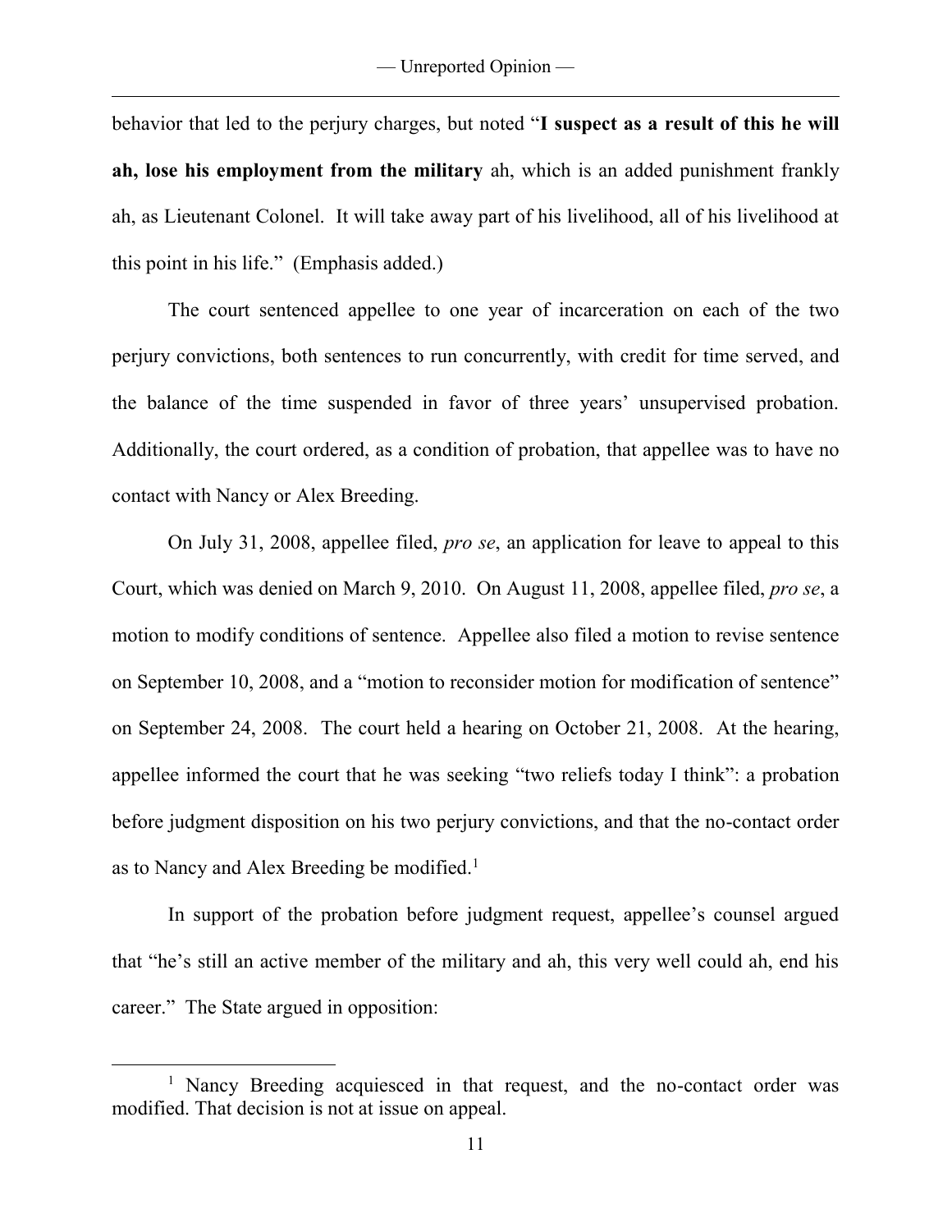behavior that led to the perjury charges, but noted "**I suspect as a result of this he will ah, lose his employment from the military** ah, which is an added punishment frankly ah, as Lieutenant Colonel. It will take away part of his livelihood, all of his livelihood at this point in his life." (Emphasis added.)

The court sentenced appellee to one year of incarceration on each of the two perjury convictions, both sentences to run concurrently, with credit for time served, and the balance of the time suspended in favor of three years' unsupervised probation. Additionally, the court ordered, as a condition of probation, that appellee was to have no contact with Nancy or Alex Breeding.

On July 31, 2008, appellee filed, *pro se*, an application for leave to appeal to this Court, which was denied on March 9, 2010. On August 11, 2008, appellee filed, *pro se*, a motion to modify conditions of sentence. Appellee also filed a motion to revise sentence on September 10, 2008, and a "motion to reconsider motion for modification of sentence" on September 24, 2008. The court held a hearing on October 21, 2008. At the hearing, appellee informed the court that he was seeking "two reliefs today I think": a probation before judgment disposition on his two perjury convictions, and that the no-contact order as to Nancy and Alex Breeding be modified.[1]

In support of the probation before judgment request, appellee's counsel argued that "he's still an active member of the military and ah, this very well could ah, end his career." The State argued in opposition:

[1] Nancy Breeding acquiesced in that request, and the no-contact order was modified. That decision is not at issue on appeal.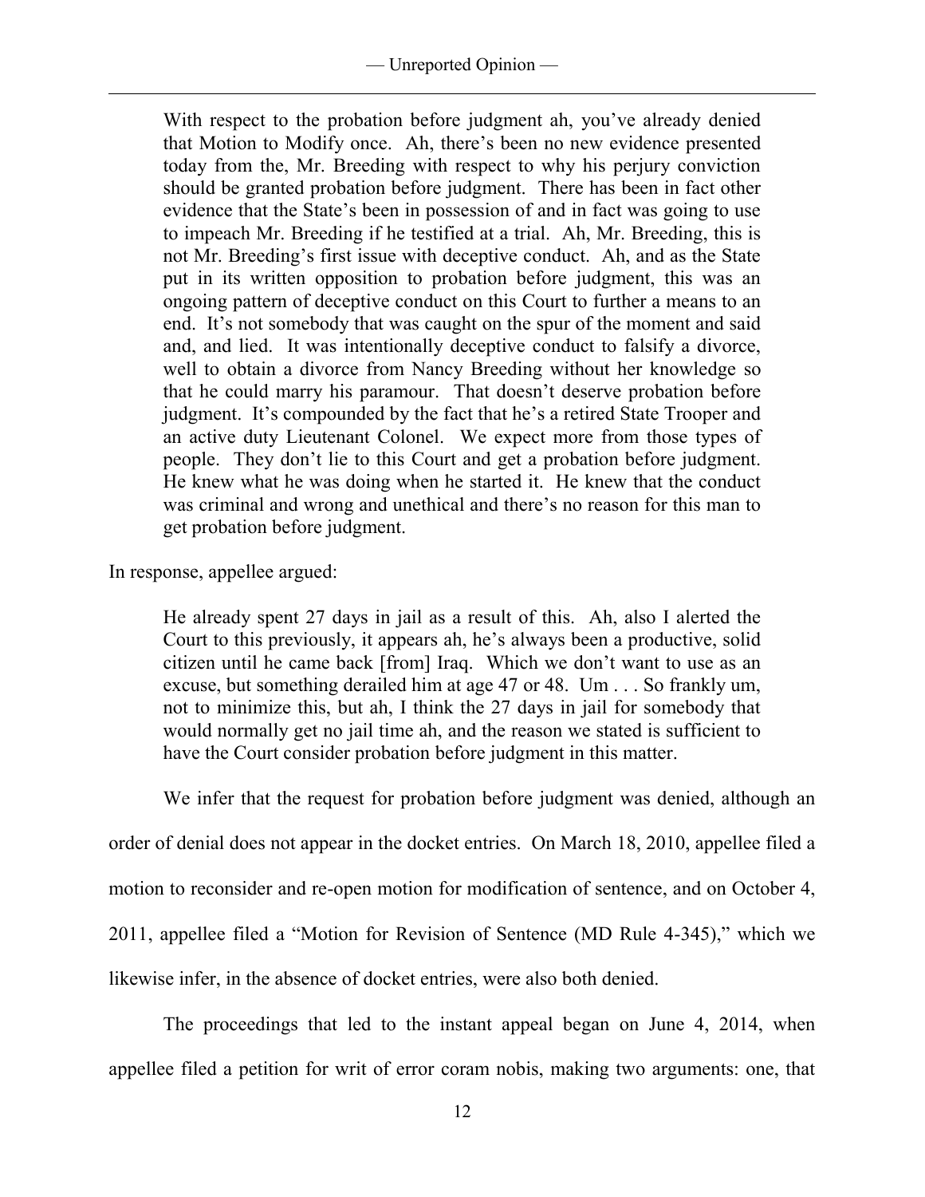> With respect to the probation before judgment ah, you've already denied that Motion to Modify once. Ah, there's been no new evidence presented today from the, Mr. Breeding with respect to why his perjury conviction should be granted probation before judgment. There has been in fact other evidence that the State's been in possession of and in fact was going to use to impeach Mr. Breeding if he testified at a trial. Ah, Mr. Breeding, this is not Mr. Breeding's first issue with deceptive conduct. Ah, and as the State put in its written opposition to probation before judgment, this was an ongoing pattern of deceptive conduct on this Court to further a means to an end. It's not somebody that was caught on the spur of the moment and said and, and lied. It was intentionally deceptive conduct to falsify a divorce, well to obtain a divorce from Nancy Breeding without her knowledge so that he could marry his paramour. That doesn't deserve probation before judgment. It's compounded by the fact that he's a retired State Trooper and an active duty Lieutenant Colonel. We expect more from those types of people. They don't lie to this Court and get a probation before judgment. He knew what he was doing when he started it. He knew that the conduct was criminal and wrong and unethical and there's no reason for this man to get probation before judgment.

In response, appellee argued:

> He already spent 27 days in jail as a result of this. Ah, also I alerted the Court to this previously, it appears ah, he's always been a productive, solid citizen until he came back [from] Iraq. Which we don't want to use as an excuse, but something derailed him at age 47 or 48. Um . . . So frankly um, not to minimize this, but ah, I think the 27 days in jail for somebody that would normally get no jail time ah, and the reason we stated is sufficient to have the Court consider probation before judgment in this matter.

We infer that the request for probation before judgment was denied, although an order of denial does not appear in the docket entries. On March 18, 2010, appellee filed a motion to reconsider and re-open motion for modification of sentence, and on October 4, 2011, appellee filed a "Motion for Revision of Sentence (MD Rule 4-345)," which we likewise infer, in the absence of docket entries, were also both denied.

The proceedings that led to the instant appeal began on June 4, 2014, when appellee filed a petition for writ of error coram nobis, making two arguments: one, that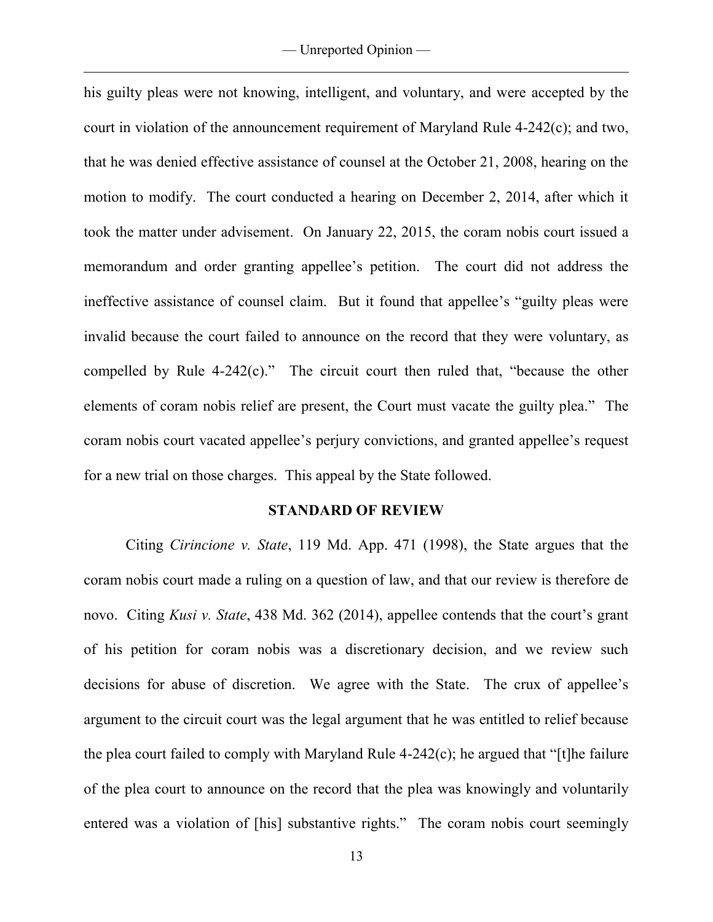his guilty pleas were not knowing, intelligent, and voluntary, and were accepted by the court in violation of the announcement requirement of Maryland Rule 4-242(c); and two, that he was denied effective assistance of counsel at the October 21, 2008, hearing on the motion to modify. The court conducted a hearing on December 2, 2014, after which it took the matter under advisement. On January 22, 2015, the coram nobis court issued a memorandum and order granting appellee's petition. The court did not address the ineffective assistance of counsel claim. But it found that appellee's "guilty pleas were invalid because the court failed to announce on the record that they were voluntary, as compelled by Rule 4-242(c)." The circuit court then ruled that, "because the other elements of coram nobis relief are present, the Court must vacate the guilty plea." The coram nobis court vacated appellee's perjury convictions, and granted appellee's request for a new trial on those charges. This appeal by the State followed.

## STANDARD OF REVIEW

Citing *Cirincione v. State*, 119 Md. App. 471 (1998), the State argues that the coram nobis court made a ruling on a question of law, and that our review is therefore de novo. Citing *Kusi v. State*, 438 Md. 362 (2014), appellee contends that the court's grant of his petition for coram nobis was a discretionary decision, and we review such decisions for abuse of discretion. We agree with the State. The crux of appellee's argument to the circuit court was the legal argument that he was entitled to relief because the plea court failed to comply with Maryland Rule 4-242(c); he argued that "[t]he failure of the plea court to announce on the record that the plea was knowingly and voluntarily entered was a violation of [his] substantive rights." The coram nobis court seemingly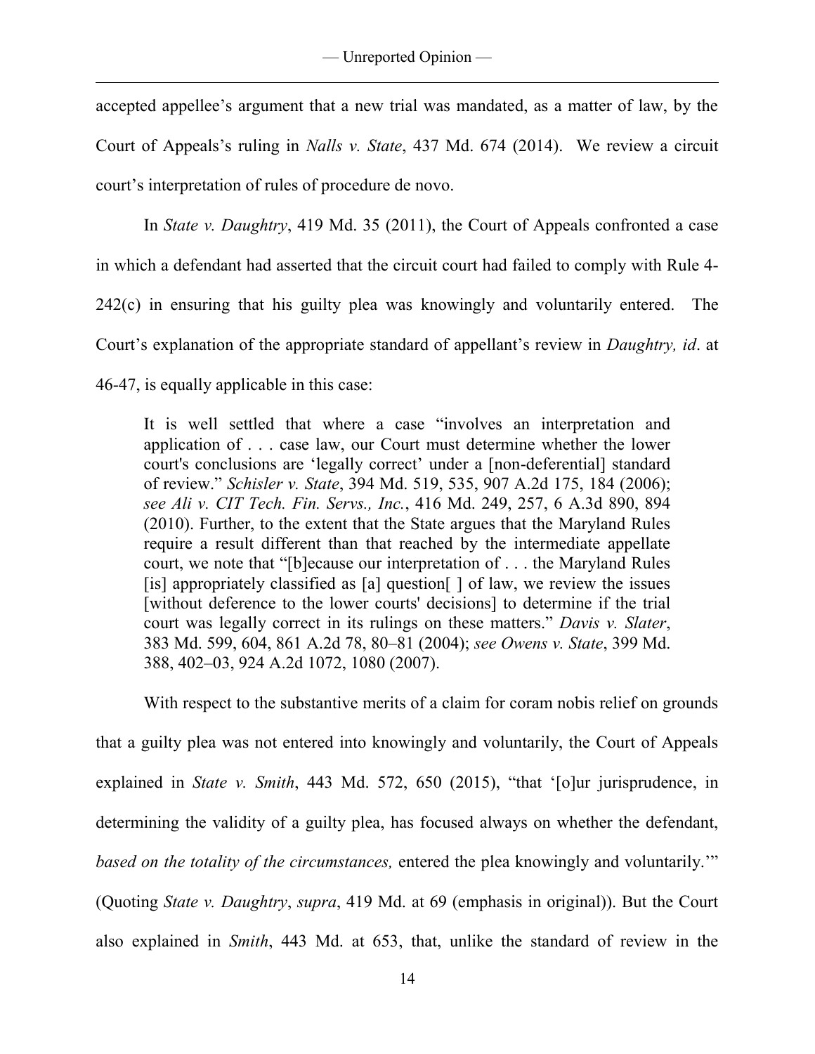accepted appellee's argument that a new trial was mandated, as a matter of law, by the Court of Appeals's ruling in *Nalls v. State*, 437 Md. 674 (2014). We review a circuit court's interpretation of rules of procedure de novo.

In *State v. Daughtry*, 419 Md. 35 (2011), the Court of Appeals confronted a case in which a defendant had asserted that the circuit court had failed to comply with Rule 4-242(c) in ensuring that his guilty plea was knowingly and voluntarily entered. The Court's explanation of the appropriate standard of appellant's review in *Daughtry, id*. at 46-47, is equally applicable in this case:

> It is well settled that where a case "involves an interpretation and application of . . . case law, our Court must determine whether the lower court's conclusions are 'legally correct' under a [non-deferential] standard of review." *Schisler v. State*, 394 Md. 519, 535, 907 A.2d 175, 184 (2006); *see Ali v. CIT Tech. Fin. Servs., Inc.*, 416 Md. 249, 257, 6 A.3d 890, 894 (2010). Further, to the extent that the State argues that the Maryland Rules require a result different than that reached by the intermediate appellate court, we note that "[b]ecause our interpretation of . . . the Maryland Rules [is] appropriately classified as [a] question[ ] of law, we review the issues [without deference to the lower courts' decisions] to determine if the trial court was legally correct in its rulings on these matters." *Davis v. Slater*, 383 Md. 599, 604, 861 A.2d 78, 80–81 (2004); *see Owens v. State*, 399 Md. 388, 402–03, 924 A.2d 1072, 1080 (2007).

With respect to the substantive merits of a claim for coram nobis relief on grounds that a guilty plea was not entered into knowingly and voluntarily, the Court of Appeals explained in *State v. Smith*, 443 Md. 572, 650 (2015), "that '[o]ur jurisprudence, in determining the validity of a guilty plea, has focused always on whether the defendant, *based on the totality of the circumstances,* entered the plea knowingly and voluntarily.'" (Quoting *State v. Daughtry*, *supra*, 419 Md. at 69 (emphasis in original)). But the Court also explained in *Smith*, 443 Md. at 653, that, unlike the standard of review in the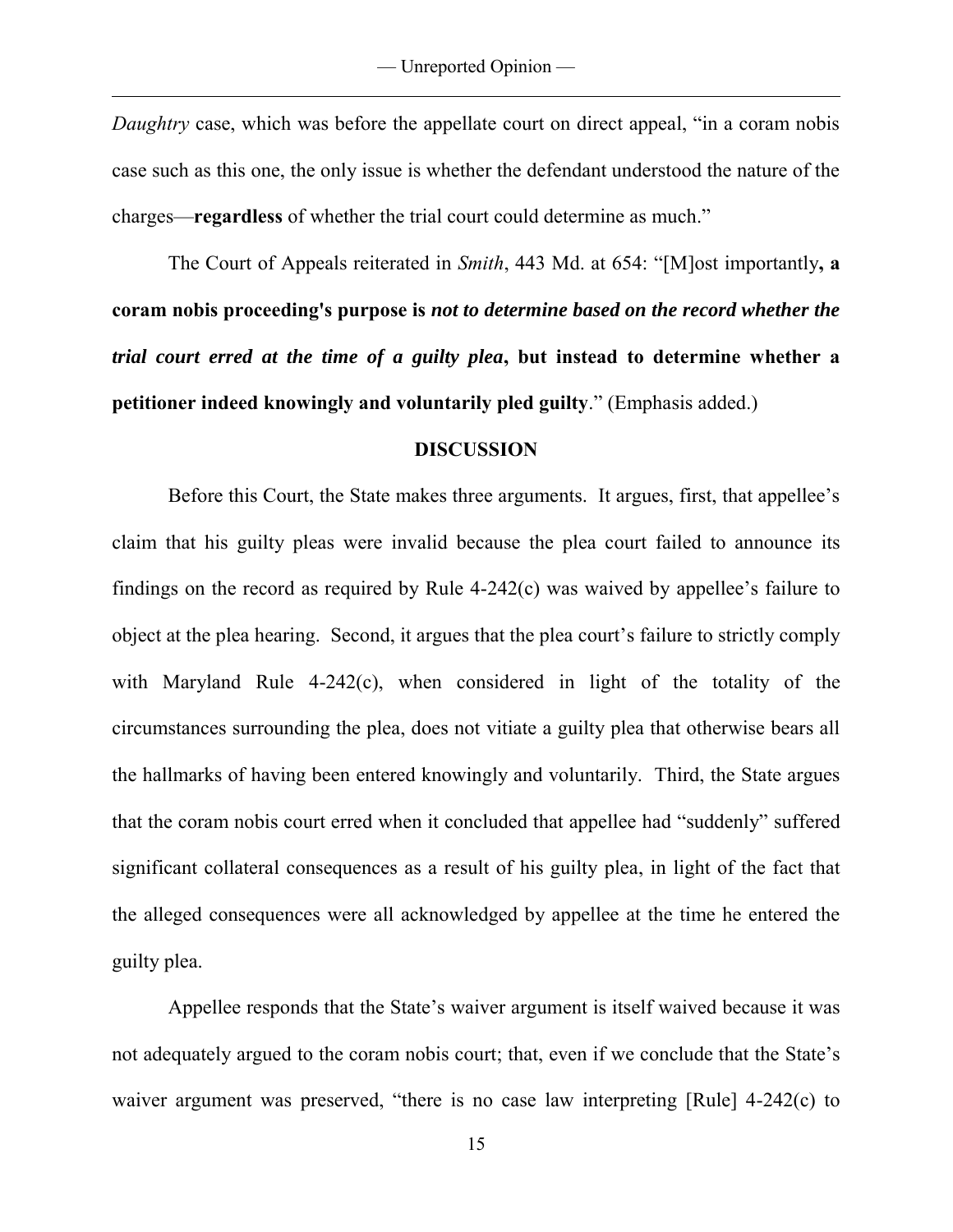*Daughtry* case, which was before the appellate court on direct appeal, "in a coram nobis case such as this one, the only issue is whether the defendant understood the nature of the charges—**regardless** of whether the trial court could determine as much."

The Court of Appeals reiterated in *Smith*, 443 Md. at 654: "[M]ost importantly**, a coram nobis proceeding's purpose is *not to determine based on the record whether the trial court erred at the time of a guilty plea*, but instead to determine whether a petitioner indeed knowingly and voluntarily pled guilty**." (Emphasis added.)

## DISCUSSION

Before this Court, the State makes three arguments. It argues, first, that appellee's claim that his guilty pleas were invalid because the plea court failed to announce its findings on the record as required by Rule 4-242(c) was waived by appellee's failure to object at the plea hearing. Second, it argues that the plea court's failure to strictly comply with Maryland Rule 4-242(c), when considered in light of the totality of the circumstances surrounding the plea, does not vitiate a guilty plea that otherwise bears all the hallmarks of having been entered knowingly and voluntarily. Third, the State argues that the coram nobis court erred when it concluded that appellee had "suddenly" suffered significant collateral consequences as a result of his guilty plea, in light of the fact that the alleged consequences were all acknowledged by appellee at the time he entered the guilty plea.

Appellee responds that the State's waiver argument is itself waived because it was not adequately argued to the coram nobis court; that, even if we conclude that the State's waiver argument was preserved, "there is no case law interpreting [Rule] 4-242(c) to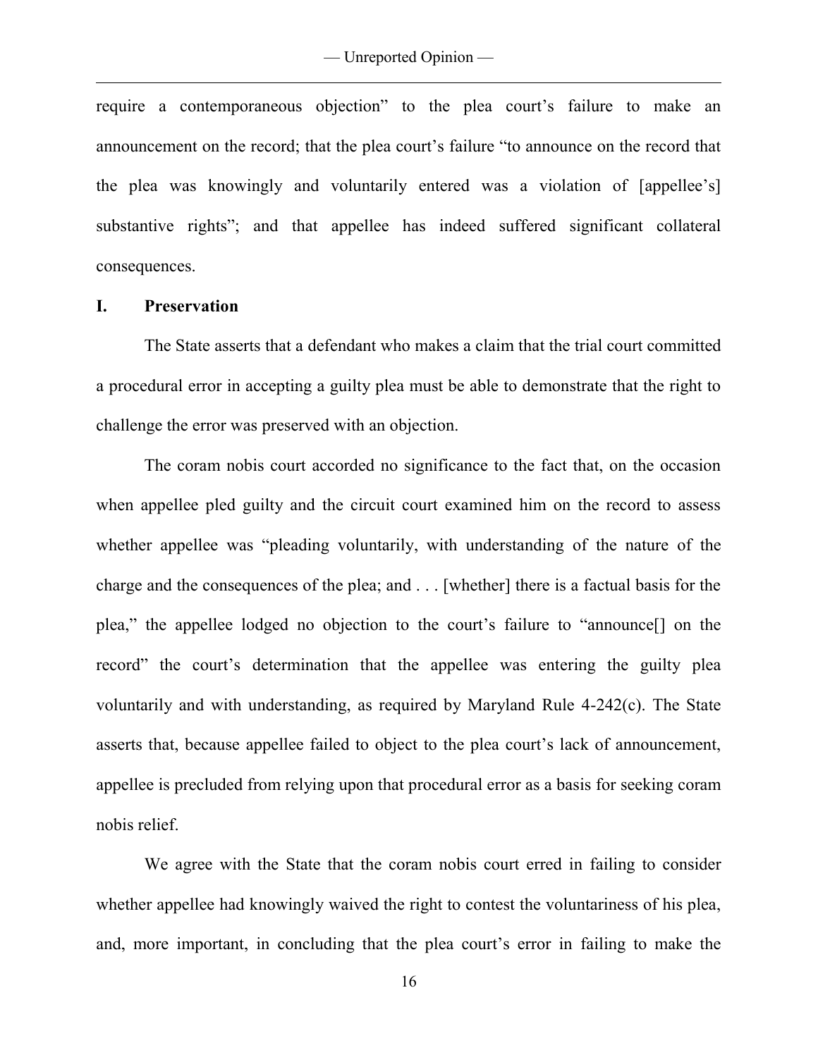require a contemporaneous objection" to the plea court's failure to make an announcement on the record; that the plea court's failure "to announce on the record that the plea was knowingly and voluntarily entered was a violation of [appellee's] substantive rights"; and that appellee has indeed suffered significant collateral consequences.

## I. Preservation

The State asserts that a defendant who makes a claim that the trial court committed a procedural error in accepting a guilty plea must be able to demonstrate that the right to challenge the error was preserved with an objection.

The coram nobis court accorded no significance to the fact that, on the occasion when appellee pled guilty and the circuit court examined him on the record to assess whether appellee was "pleading voluntarily, with understanding of the nature of the charge and the consequences of the plea; and . . . [whether] there is a factual basis for the plea," the appellee lodged no objection to the court's failure to "announce[] on the record" the court's determination that the appellee was entering the guilty plea voluntarily and with understanding, as required by Maryland Rule 4-242(c). The State asserts that, because appellee failed to object to the plea court's lack of announcement, appellee is precluded from relying upon that procedural error as a basis for seeking coram nobis relief.

We agree with the State that the coram nobis court erred in failing to consider whether appellee had knowingly waived the right to contest the voluntariness of his plea, and, more important, in concluding that the plea court's error in failing to make the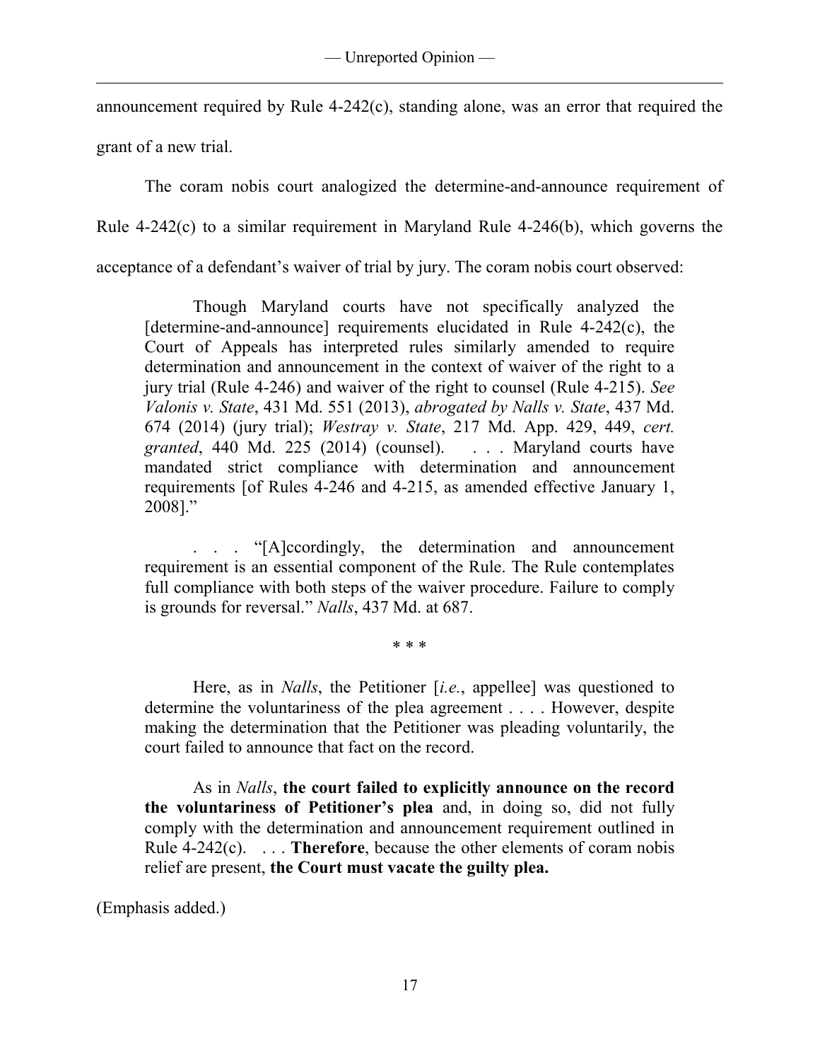announcement required by Rule 4-242(c), standing alone, was an error that required the grant of a new trial.

The coram nobis court analogized the determine-and-announce requirement of Rule 4-242(c) to a similar requirement in Maryland Rule 4-246(b), which governs the acceptance of a defendant's waiver of trial by jury. The coram nobis court observed:

> Though Maryland courts have not specifically analyzed the [determine-and-announce] requirements elucidated in Rule 4-242(c), the Court of Appeals has interpreted rules similarly amended to require determination and announcement in the context of waiver of the right to a jury trial (Rule 4-246) and waiver of the right to counsel (Rule 4-215). *See Valonis v. State*, 431 Md. 551 (2013), *abrogated by Nalls v. State*, 437 Md. 674 (2014) (jury trial); *Westray v. State*, 217 Md. App. 429, 449, *cert. granted*, 440 Md. 225 (2014) (counsel). . . . Maryland courts have mandated strict compliance with determination and announcement requirements [of Rules 4-246 and 4-215, as amended effective January 1, 2008]."
>
> . . . "[A]ccordingly, the determination and announcement requirement is an essential component of the Rule. The Rule contemplates full compliance with both steps of the waiver procedure. Failure to comply is grounds for reversal." *Nalls*, 437 Md. at 687.
>
> \* \* \*
>
> Here, as in *Nalls*, the Petitioner [*i.e.*, appellee] was questioned to determine the voluntariness of the plea agreement . . . . However, despite making the determination that the Petitioner was pleading voluntarily, the court failed to announce that fact on the record.
>
> As in *Nalls*, **the court failed to explicitly announce on the record the voluntariness of Petitioner's plea** and, in doing so, did not fully comply with the determination and announcement requirement outlined in Rule 4-242(c). . . . **Therefore**, because the other elements of coram nobis relief are present, **the Court must vacate the guilty plea.**

(Emphasis added.)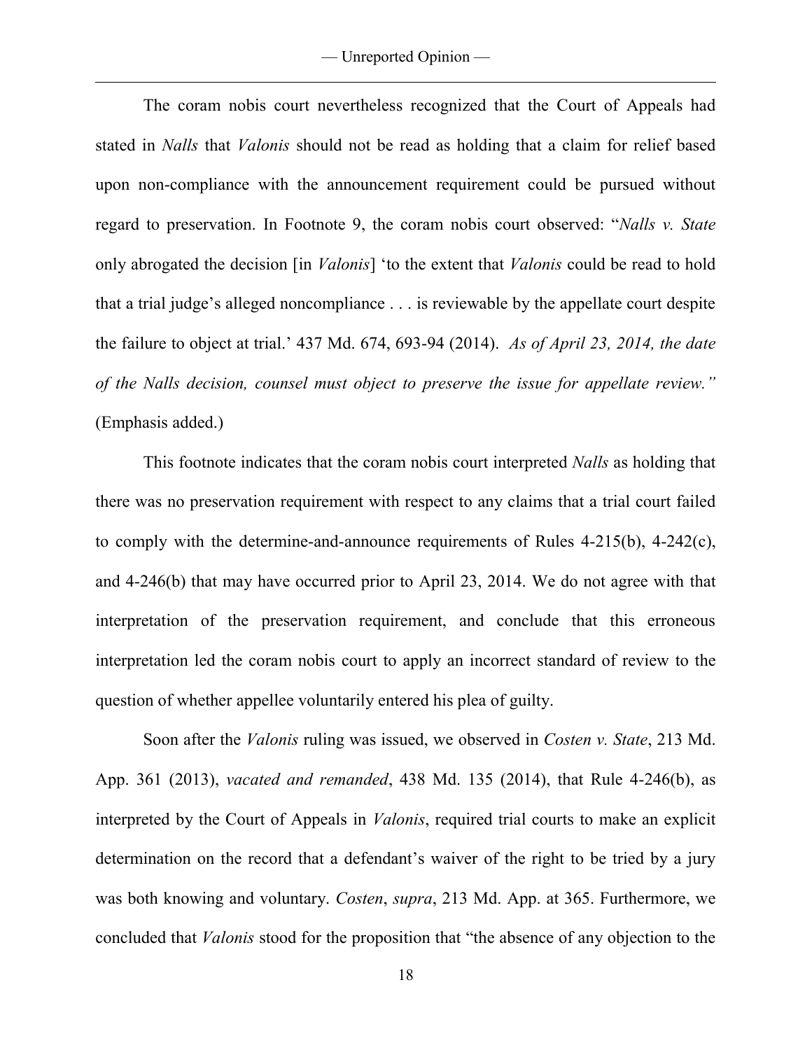The coram nobis court nevertheless recognized that the Court of Appeals had stated in *Nalls* that *Valonis* should not be read as holding that a claim for relief based upon non-compliance with the announcement requirement could be pursued without regard to preservation. In Footnote 9, the coram nobis court observed: "*Nalls v. State* only abrogated the decision [in *Valonis*] 'to the extent that *Valonis* could be read to hold that a trial judge's alleged noncompliance . . . is reviewable by the appellate court despite the failure to object at trial.' 437 Md. 674, 693-94 (2014). *As of April 23, 2014, the date of the Nalls decision, counsel must object to preserve the issue for appellate review."* (Emphasis added.)

This footnote indicates that the coram nobis court interpreted *Nalls* as holding that there was no preservation requirement with respect to any claims that a trial court failed to comply with the determine-and-announce requirements of Rules 4-215(b), 4-242(c), and 4-246(b) that may have occurred prior to April 23, 2014. We do not agree with that interpretation of the preservation requirement, and conclude that this erroneous interpretation led the coram nobis court to apply an incorrect standard of review to the question of whether appellee voluntarily entered his plea of guilty.

Soon after the *Valonis* ruling was issued, we observed in *Costen v. State*, 213 Md. App. 361 (2013), *vacated and remanded*, 438 Md. 135 (2014), that Rule 4-246(b), as interpreted by the Court of Appeals in *Valonis*, required trial courts to make an explicit determination on the record that a defendant's waiver of the right to be tried by a jury was both knowing and voluntary. *Costen*, *supra*, 213 Md. App. at 365. Furthermore, we concluded that *Valonis* stood for the proposition that "the absence of any objection to the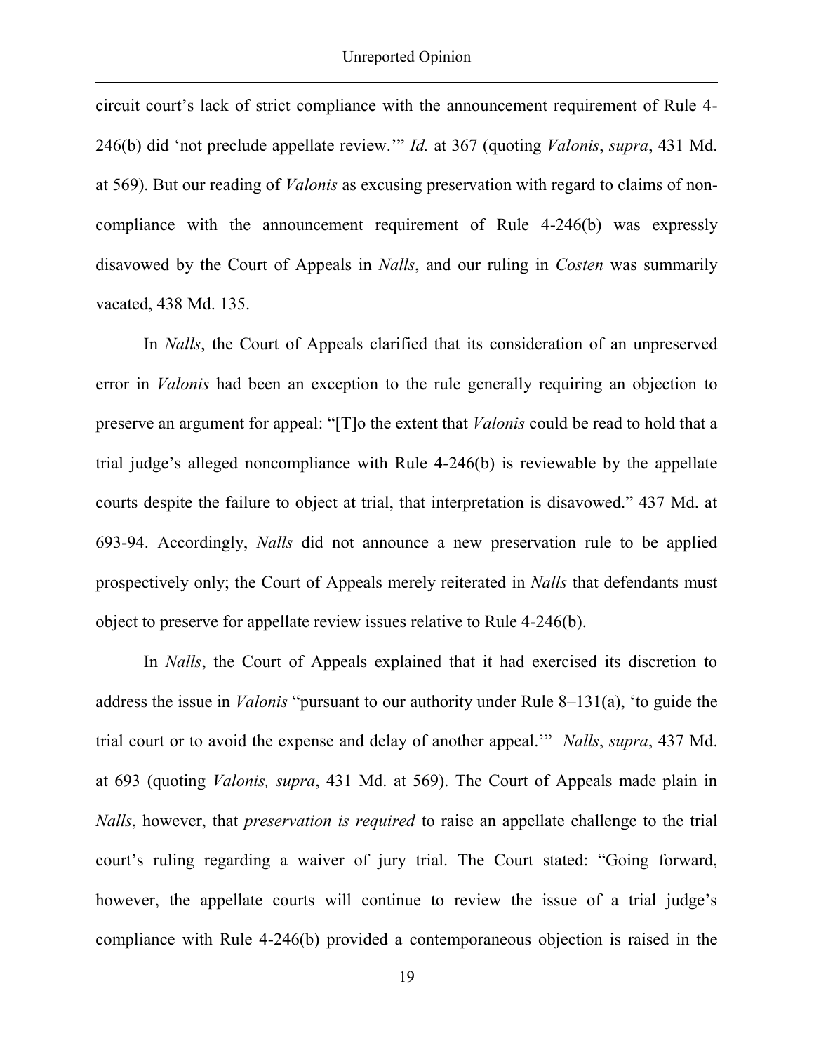circuit court's lack of strict compliance with the announcement requirement of Rule 4-246(b) did 'not preclude appellate review.'" *Id.* at 367 (quoting *Valonis*, *supra*, 431 Md. at 569). But our reading of *Valonis* as excusing preservation with regard to claims of non-compliance with the announcement requirement of Rule 4-246(b) was expressly disavowed by the Court of Appeals in *Nalls*, and our ruling in *Costen* was summarily vacated, 438 Md. 135.

In *Nalls*, the Court of Appeals clarified that its consideration of an unpreserved error in *Valonis* had been an exception to the rule generally requiring an objection to preserve an argument for appeal: "[T]o the extent that *Valonis* could be read to hold that a trial judge's alleged noncompliance with Rule 4-246(b) is reviewable by the appellate courts despite the failure to object at trial, that interpretation is disavowed." 437 Md. at 693-94. Accordingly, *Nalls* did not announce a new preservation rule to be applied prospectively only; the Court of Appeals merely reiterated in *Nalls* that defendants must object to preserve for appellate review issues relative to Rule 4-246(b).

In *Nalls*, the Court of Appeals explained that it had exercised its discretion to address the issue in *Valonis* "pursuant to our authority under Rule 8–131(a), 'to guide the trial court or to avoid the expense and delay of another appeal.'" *Nalls*, *supra*, 437 Md. at 693 (quoting *Valonis, supra*, 431 Md. at 569). The Court of Appeals made plain in *Nalls*, however, that *preservation is required* to raise an appellate challenge to the trial court's ruling regarding a waiver of jury trial. The Court stated: "Going forward, however, the appellate courts will continue to review the issue of a trial judge's compliance with Rule 4-246(b) provided a contemporaneous objection is raised in the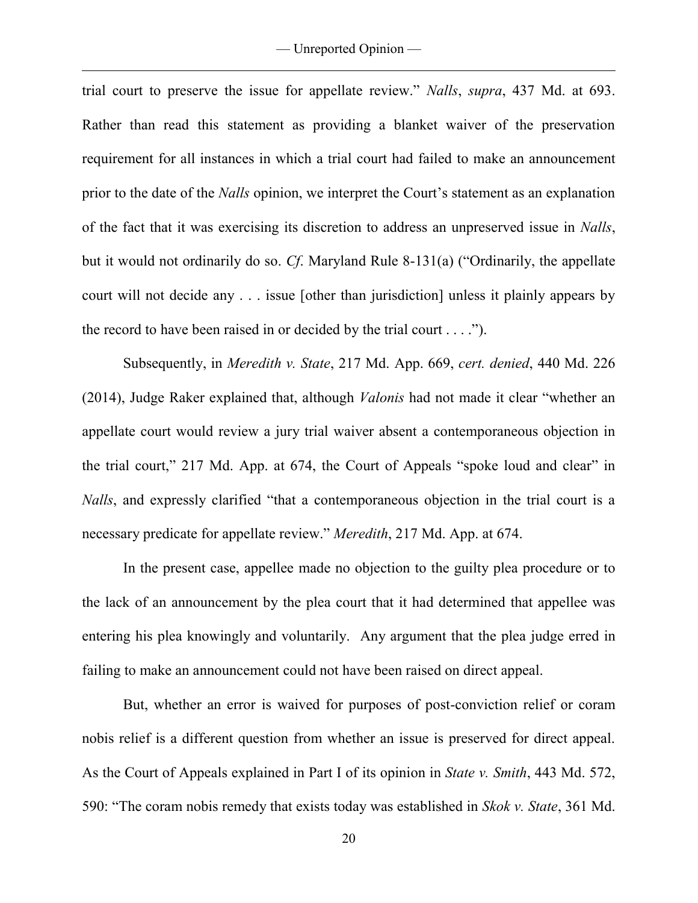trial court to preserve the issue for appellate review." *Nalls*, *supra*, 437 Md. at 693. Rather than read this statement as providing a blanket waiver of the preservation requirement for all instances in which a trial court had failed to make an announcement prior to the date of the *Nalls* opinion, we interpret the Court's statement as an explanation of the fact that it was exercising its discretion to address an unpreserved issue in *Nalls*, but it would not ordinarily do so. *Cf*. Maryland Rule 8-131(a) ("Ordinarily, the appellate court will not decide any . . . issue [other than jurisdiction] unless it plainly appears by the record to have been raised in or decided by the trial court . . . .").

Subsequently, in *Meredith v. State*, 217 Md. App. 669, *cert. denied*, 440 Md. 226 (2014), Judge Raker explained that, although *Valonis* had not made it clear "whether an appellate court would review a jury trial waiver absent a contemporaneous objection in the trial court," 217 Md. App. at 674, the Court of Appeals "spoke loud and clear" in *Nalls*, and expressly clarified "that a contemporaneous objection in the trial court is a necessary predicate for appellate review." *Meredith*, 217 Md. App. at 674.

In the present case, appellee made no objection to the guilty plea procedure or to the lack of an announcement by the plea court that it had determined that appellee was entering his plea knowingly and voluntarily. Any argument that the plea judge erred in failing to make an announcement could not have been raised on direct appeal.

But, whether an error is waived for purposes of post-conviction relief or coram nobis relief is a different question from whether an issue is preserved for direct appeal. As the Court of Appeals explained in Part I of its opinion in *State v. Smith*, 443 Md. 572, 590: "The coram nobis remedy that exists today was established in *Skok v. State*, 361 Md.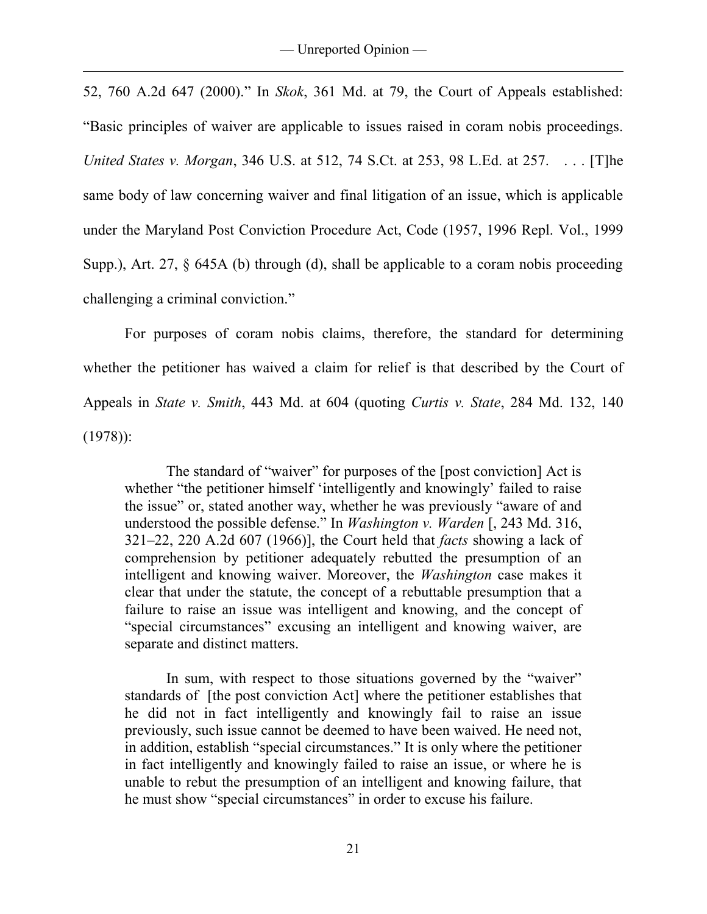52, 760 A.2d 647 (2000)." In *Skok*, 361 Md. at 79, the Court of Appeals established: "Basic principles of waiver are applicable to issues raised in coram nobis proceedings. *United States v. Morgan*, 346 U.S. at 512, 74 S.Ct. at 253, 98 L.Ed. at 257. . . . [T]he same body of law concerning waiver and final litigation of an issue, which is applicable under the Maryland Post Conviction Procedure Act, Code (1957, 1996 Repl. Vol., 1999 Supp.), Art. 27, § 645A (b) through (d), shall be applicable to a coram nobis proceeding challenging a criminal conviction."

For purposes of coram nobis claims, therefore, the standard for determining whether the petitioner has waived a claim for relief is that described by the Court of Appeals in *State v. Smith*, 443 Md. at 604 (quoting *Curtis v. State*, 284 Md. 132, 140 (1978)):

> The standard of "waiver" for purposes of the [post conviction] Act is whether "the petitioner himself 'intelligently and knowingly' failed to raise the issue" or, stated another way, whether he was previously "aware of and understood the possible defense." In *Washington v. Warden* [, 243 Md. 316, 321–22, 220 A.2d 607 (1966)], the Court held that *facts* showing a lack of comprehension by petitioner adequately rebutted the presumption of an intelligent and knowing waiver. Moreover, the *Washington* case makes it clear that under the statute, the concept of a rebuttable presumption that a failure to raise an issue was intelligent and knowing, and the concept of "special circumstances" excusing an intelligent and knowing waiver, are separate and distinct matters.
>
> In sum, with respect to those situations governed by the "waiver" standards of [the post conviction Act] where the petitioner establishes that he did not in fact intelligently and knowingly fail to raise an issue previously, such issue cannot be deemed to have been waived. He need not, in addition, establish "special circumstances." It is only where the petitioner in fact intelligently and knowingly failed to raise an issue, or where he is unable to rebut the presumption of an intelligent and knowing failure, that he must show "special circumstances" in order to excuse his failure.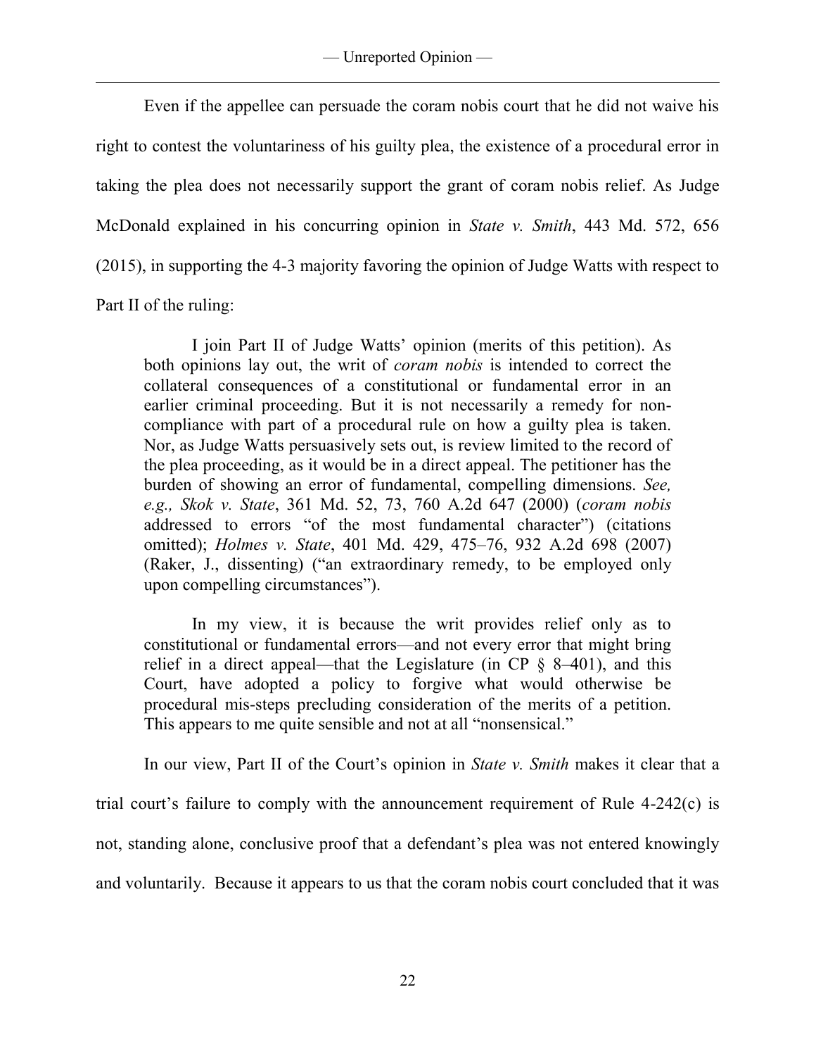Even if the appellee can persuade the coram nobis court that he did not waive his right to contest the voluntariness of his guilty plea, the existence of a procedural error in taking the plea does not necessarily support the grant of coram nobis relief. As Judge McDonald explained in his concurring opinion in *State v. Smith*, 443 Md. 572, 656 (2015), in supporting the 4-3 majority favoring the opinion of Judge Watts with respect to Part II of the ruling:

> I join Part II of Judge Watts' opinion (merits of this petition). As both opinions lay out, the writ of *coram nobis* is intended to correct the collateral consequences of a constitutional or fundamental error in an earlier criminal proceeding. But it is not necessarily a remedy for non-compliance with part of a procedural rule on how a guilty plea is taken. Nor, as Judge Watts persuasively sets out, is review limited to the record of the plea proceeding, as it would be in a direct appeal. The petitioner has the burden of showing an error of fundamental, compelling dimensions. *See, e.g., Skok v. State*, 361 Md. 52, 73, 760 A.2d 647 (2000) (*coram nobis* addressed to errors "of the most fundamental character") (citations omitted); *Holmes v. State*, 401 Md. 429, 475–76, 932 A.2d 698 (2007) (Raker, J., dissenting) ("an extraordinary remedy, to be employed only upon compelling circumstances").
>
> In my view, it is because the writ provides relief only as to constitutional or fundamental errors—and not every error that might bring relief in a direct appeal—that the Legislature (in CP § 8–401), and this Court, have adopted a policy to forgive what would otherwise be procedural mis-steps precluding consideration of the merits of a petition. This appears to me quite sensible and not at all "nonsensical."

In our view, Part II of the Court's opinion in *State v. Smith* makes it clear that a trial court's failure to comply with the announcement requirement of Rule 4-242(c) is not, standing alone, conclusive proof that a defendant's plea was not entered knowingly and voluntarily. Because it appears to us that the coram nobis court concluded that it was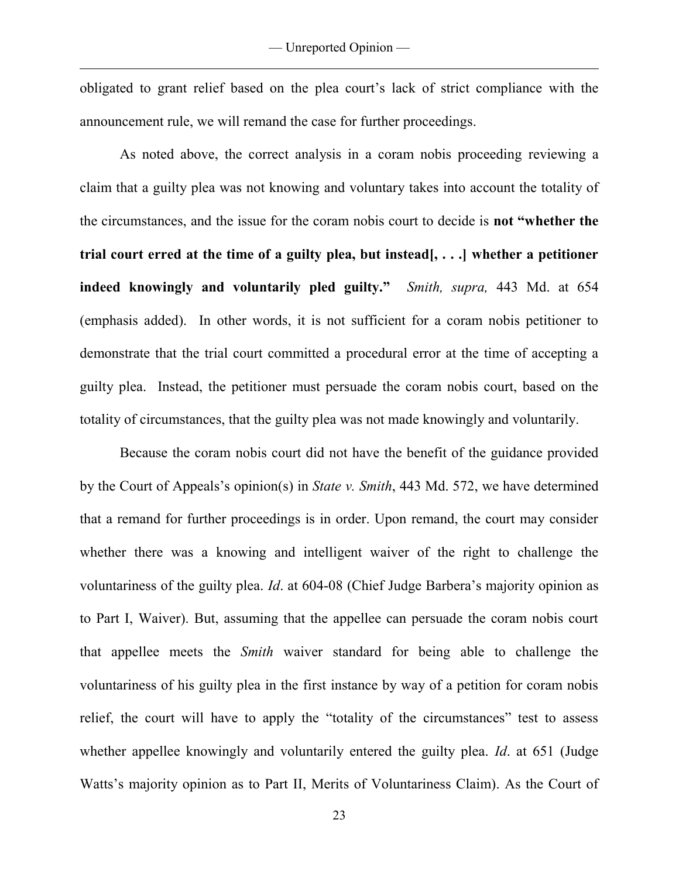obligated to grant relief based on the plea court's lack of strict compliance with the announcement rule, we will remand the case for further proceedings.

As noted above, the correct analysis in a coram nobis proceeding reviewing a claim that a guilty plea was not knowing and voluntary takes into account the totality of the circumstances, and the issue for the coram nobis court to decide is **not "whether the trial court erred at the time of a guilty plea, but instead[, . . .] whether a petitioner indeed knowingly and voluntarily pled guilty."** *Smith, supra,* 443 Md. at 654 (emphasis added). In other words, it is not sufficient for a coram nobis petitioner to demonstrate that the trial court committed a procedural error at the time of accepting a guilty plea. Instead, the petitioner must persuade the coram nobis court, based on the totality of circumstances, that the guilty plea was not made knowingly and voluntarily.

Because the coram nobis court did not have the benefit of the guidance provided by the Court of Appeals's opinion(s) in *State v. Smith*, 443 Md. 572, we have determined that a remand for further proceedings is in order. Upon remand, the court may consider whether there was a knowing and intelligent waiver of the right to challenge the voluntariness of the guilty plea. *Id*. at 604-08 (Chief Judge Barbera's majority opinion as to Part I, Waiver). But, assuming that the appellee can persuade the coram nobis court that appellee meets the *Smith* waiver standard for being able to challenge the voluntariness of his guilty plea in the first instance by way of a petition for coram nobis relief, the court will have to apply the "totality of the circumstances" test to assess whether appellee knowingly and voluntarily entered the guilty plea. *Id*. at 651 (Judge Watts's majority opinion as to Part II, Merits of Voluntariness Claim). As the Court of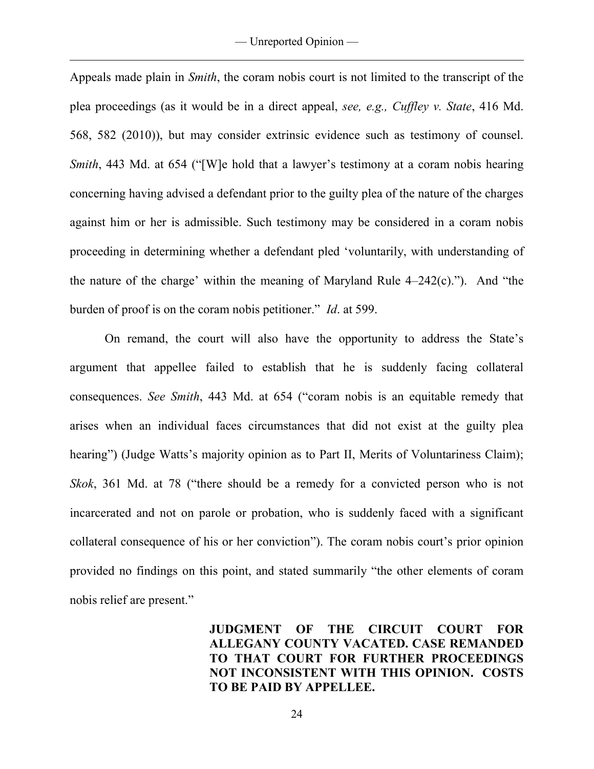Appeals made plain in *Smith*, the coram nobis court is not limited to the transcript of the plea proceedings (as it would be in a direct appeal, *see, e.g., Cuffley v. State*, 416 Md. 568, 582 (2010)), but may consider extrinsic evidence such as testimony of counsel. *Smith*, 443 Md. at 654 ("[W]e hold that a lawyer's testimony at a coram nobis hearing concerning having advised a defendant prior to the guilty plea of the nature of the charges against him or her is admissible. Such testimony may be considered in a coram nobis proceeding in determining whether a defendant pled 'voluntarily, with understanding of the nature of the charge' within the meaning of Maryland Rule 4–242(c)."). And "the burden of proof is on the coram nobis petitioner." *Id*. at 599.

On remand, the court will also have the opportunity to address the State's argument that appellee failed to establish that he is suddenly facing collateral consequences. *See Smith*, 443 Md. at 654 ("coram nobis is an equitable remedy that arises when an individual faces circumstances that did not exist at the guilty plea hearing") (Judge Watts's majority opinion as to Part II, Merits of Voluntariness Claim); *Skok*, 361 Md. at 78 ("there should be a remedy for a convicted person who is not incarcerated and not on parole or probation, who is suddenly faced with a significant collateral consequence of his or her conviction"). The coram nobis court's prior opinion provided no findings on this point, and stated summarily "the other elements of coram nobis relief are present."

**JUDGMENT OF THE CIRCUIT COURT FOR ALLEGANY COUNTY VACATED. CASE REMANDED TO THAT COURT FOR FURTHER PROCEEDINGS NOT INCONSISTENT WITH THIS OPINION. COSTS TO BE PAID BY APPELLEE.**